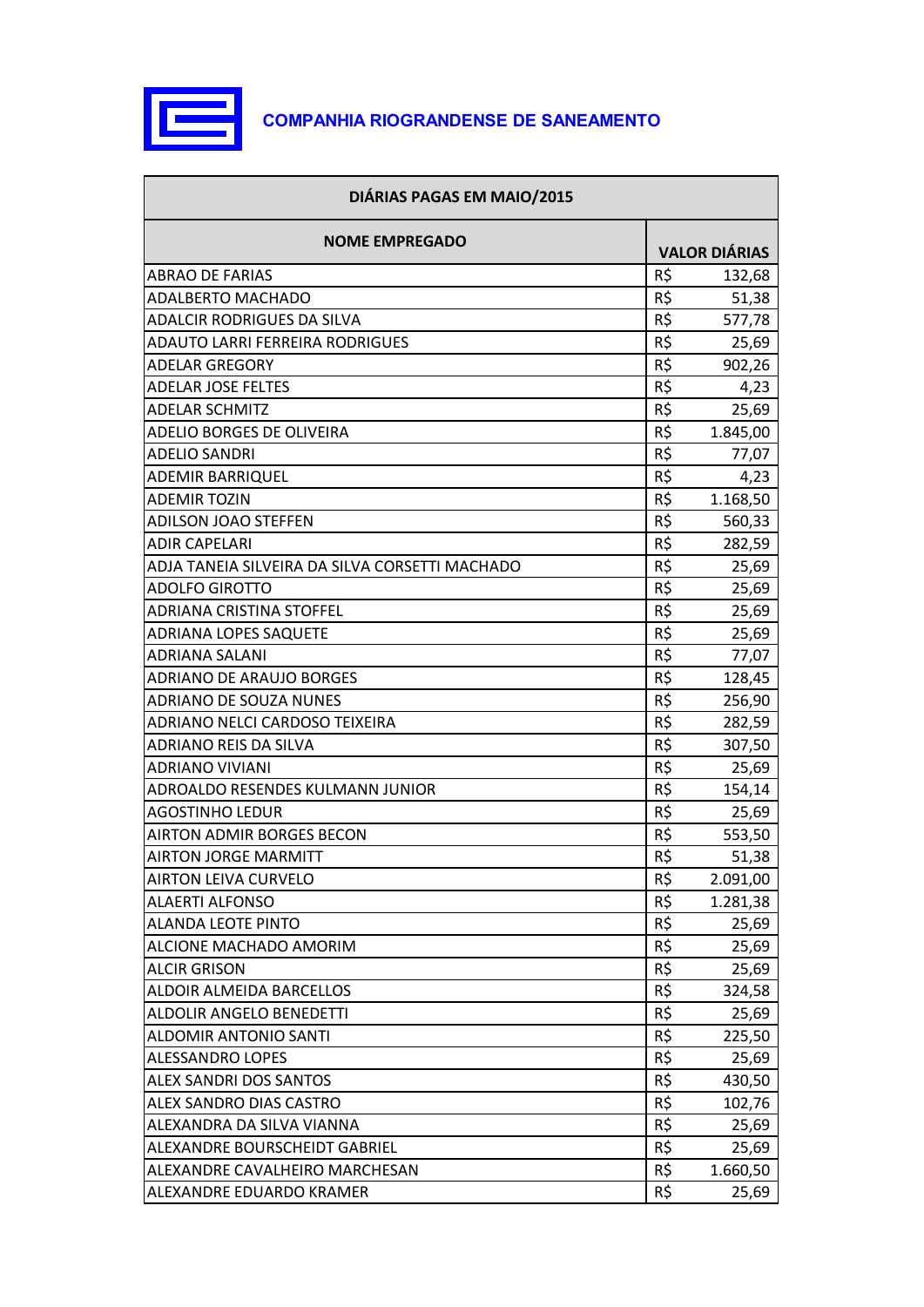**COMPANHIA RIOGRANDENSE DE SANEAMENTO**

| DIÁRIAS PAGAS EM MAIO/2015 | | |
|---|---|---|
| **NOME EMPREGADO** | **VALOR DIÁRIAS** | |
| ABRAO DE FARIAS | R$ | 132,68 |
| ADALBERTO MACHADO | R$ | 51,38 |
| ADALCIR RODRIGUES DA SILVA | R$ | 577,78 |
| ADAUTO LARRI FERREIRA RODRIGUES | R$ | 25,69 |
| ADELAR GREGORY | R$ | 902,26 |
| ADELAR JOSE FELTES | R$ | 4,23 |
| ADELAR SCHMITZ | R$ | 25,69 |
| ADELIO BORGES DE OLIVEIRA | R$ | 1.845,00 |
| ADELIO SANDRI | R$ | 77,07 |
| ADEMIR BARRIQUEL | R$ | 4,23 |
| ADEMIR TOZIN | R$ | 1.168,50 |
| ADILSON JOAO STEFFEN | R$ | 560,33 |
| ADIR CAPELARI | R$ | 282,59 |
| ADJA TANEIA SILVEIRA DA SILVA CORSETTI MACHADO | R$ | 25,69 |
| ADOLFO GIROTTO | R$ | 25,69 |
| ADRIANA CRISTINA STOFFEL | R$ | 25,69 |
| ADRIANA LOPES SAQUETE | R$ | 25,69 |
| ADRIANA SALANI | R$ | 77,07 |
| ADRIANO DE ARAUJO BORGES | R$ | 128,45 |
| ADRIANO DE SOUZA NUNES | R$ | 256,90 |
| ADRIANO NELCI CARDOSO TEIXEIRA | R$ | 282,59 |
| ADRIANO REIS DA SILVA | R$ | 307,50 |
| ADRIANO VIVIANI | R$ | 25,69 |
| ADROALDO RESENDES KULMANN JUNIOR | R$ | 154,14 |
| AGOSTINHO LEDUR | R$ | 25,69 |
| AIRTON ADMIR BORGES BECON | R$ | 553,50 |
| AIRTON JORGE MARMITT | R$ | 51,38 |
| AIRTON LEIVA CURVELO | R$ | 2.091,00 |
| ALAERTI ALFONSO | R$ | 1.281,38 |
| ALANDA LEOTE PINTO | R$ | 25,69 |
| ALCIONE MACHADO AMORIM | R$ | 25,69 |
| ALCIR GRISON | R$ | 25,69 |
| ALDOIR ALMEIDA BARCELLOS | R$ | 324,58 |
| ALDOLIR ANGELO BENEDETTI | R$ | 25,69 |
| ALDOMIR ANTONIO SANTI | R$ | 225,50 |
| ALESSANDRO LOPES | R$ | 25,69 |
| ALEX SANDRI DOS SANTOS | R$ | 430,50 |
| ALEX SANDRO DIAS CASTRO | R$ | 102,76 |
| ALEXANDRA DA SILVA VIANNA | R$ | 25,69 |
| ALEXANDRE BOURSCHEIDT GABRIEL | R$ | 25,69 |
| ALEXANDRE CAVALHEIRO MARCHESAN | R$ | 1.660,50 |
| ALEXANDRE EDUARDO KRAMER | R$ | 25,69 |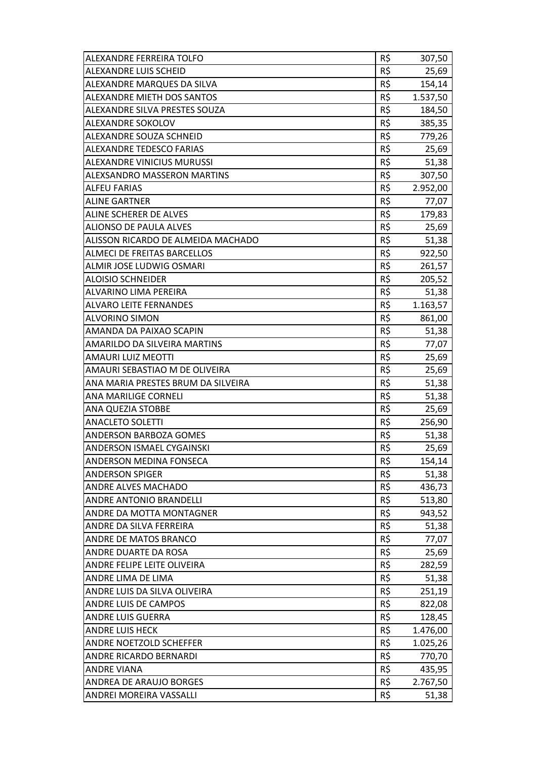| | | |
|---|---|---|
| ALEXANDRE FERREIRA TOLFO | R$ | 307,50 |
| ALEXANDRE LUIS SCHEID | R$ | 25,69 |
| ALEXANDRE MARQUES DA SILVA | R$ | 154,14 |
| ALEXANDRE MIETH DOS SANTOS | R$ | 1.537,50 |
| ALEXANDRE SILVA PRESTES SOUZA | R$ | 184,50 |
| ALEXANDRE SOKOLOV | R$ | 385,35 |
| ALEXANDRE SOUZA SCHNEID | R$ | 779,26 |
| ALEXANDRE TEDESCO FARIAS | R$ | 25,69 |
| ALEXANDRE VINICIUS MURUSSI | R$ | 51,38 |
| ALEXSANDRO MASSERON MARTINS | R$ | 307,50 |
| ALFEU FARIAS | R$ | 2.952,00 |
| ALINE GARTNER | R$ | 77,07 |
| ALINE SCHERER DE ALVES | R$ | 179,83 |
| ALIONSO DE PAULA ALVES | R$ | 25,69 |
| ALISSON RICARDO DE ALMEIDA MACHADO | R$ | 51,38 |
| ALMECI DE FREITAS BARCELLOS | R$ | 922,50 |
| ALMIR JOSE LUDWIG OSMARI | R$ | 261,57 |
| ALOISIO SCHNEIDER | R$ | 205,52 |
| ALVARINO LIMA PEREIRA | R$ | 51,38 |
| ALVARO LEITE FERNANDES | R$ | 1.163,57 |
| ALVORINO SIMON | R$ | 861,00 |
| AMANDA DA PAIXAO SCAPIN | R$ | 51,38 |
| AMARILDO DA SILVEIRA MARTINS | R$ | 77,07 |
| AMAURI LUIZ MEOTTI | R$ | 25,69 |
| AMAURI SEBASTIAO M DE OLIVEIRA | R$ | 25,69 |
| ANA MARIA PRESTES BRUM DA SILVEIRA | R$ | 51,38 |
| ANA MARILIGE CORNELI | R$ | 51,38 |
| ANA QUEZIA STOBBE | R$ | 25,69 |
| ANACLETO SOLETTI | R$ | 256,90 |
| ANDERSON BARBOZA GOMES | R$ | 51,38 |
| ANDERSON ISMAEL CYGAINSKI | R$ | 25,69 |
| ANDERSON MEDINA FONSECA | R$ | 154,14 |
| ANDERSON SPIGER | R$ | 51,38 |
| ANDRE ALVES MACHADO | R$ | 436,73 |
| ANDRE ANTONIO BRANDELLI | R$ | 513,80 |
| ANDRE DA MOTTA MONTAGNER | R$ | 943,52 |
| ANDRE DA SILVA FERREIRA | R$ | 51,38 |
| ANDRE DE MATOS BRANCO | R$ | 77,07 |
| ANDRE DUARTE DA ROSA | R$ | 25,69 |
| ANDRE FELIPE LEITE OLIVEIRA | R$ | 282,59 |
| ANDRE LIMA DE LIMA | R$ | 51,38 |
| ANDRE LUIS DA SILVA OLIVEIRA | R$ | 251,19 |
| ANDRE LUIS DE CAMPOS | R$ | 822,08 |
| ANDRE LUIS GUERRA | R$ | 128,45 |
| ANDRE LUIS HECK | R$ | 1.476,00 |
| ANDRE NOETZOLD SCHEFFER | R$ | 1.025,26 |
| ANDRE RICARDO BERNARDI | R$ | 770,70 |
| ANDRE VIANA | R$ | 435,95 |
| ANDREA DE ARAUJO BORGES | R$ | 2.767,50 |
| ANDREI MOREIRA VASSALLI | R$ | 51,38 |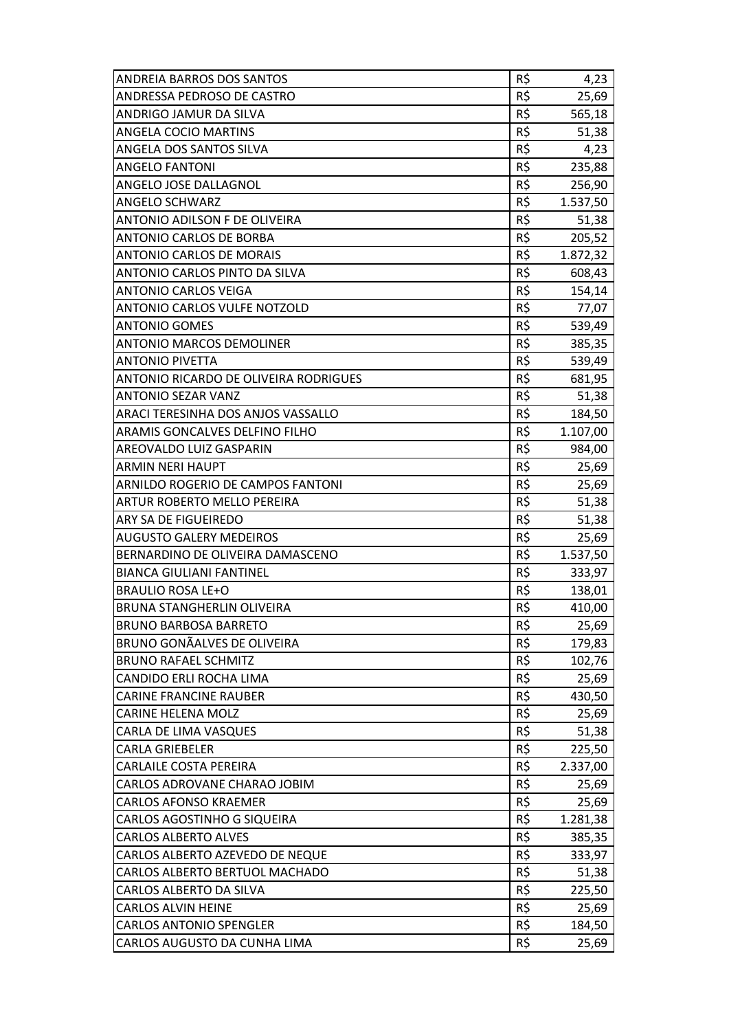| | | |
|---|---|---|
| ANDREIA BARROS DOS SANTOS | R$ | 4,23 |
| ANDRESSA PEDROSO DE CASTRO | R$ | 25,69 |
| ANDRIGO JAMUR DA SILVA | R$ | 565,18 |
| ANGELA COCIO MARTINS | R$ | 51,38 |
| ANGELA DOS SANTOS SILVA | R$ | 4,23 |
| ANGELO FANTONI | R$ | 235,88 |
| ANGELO JOSE DALLAGNOL | R$ | 256,90 |
| ANGELO SCHWARZ | R$ | 1.537,50 |
| ANTONIO ADILSON F DE OLIVEIRA | R$ | 51,38 |
| ANTONIO CARLOS DE BORBA | R$ | 205,52 |
| ANTONIO CARLOS DE MORAIS | R$ | 1.872,32 |
| ANTONIO CARLOS PINTO DA SILVA | R$ | 608,43 |
| ANTONIO CARLOS VEIGA | R$ | 154,14 |
| ANTONIO CARLOS VULFE NOTZOLD | R$ | 77,07 |
| ANTONIO GOMES | R$ | 539,49 |
| ANTONIO MARCOS DEMOLINER | R$ | 385,35 |
| ANTONIO PIVETTA | R$ | 539,49 |
| ANTONIO RICARDO DE OLIVEIRA RODRIGUES | R$ | 681,95 |
| ANTONIO SEZAR VANZ | R$ | 51,38 |
| ARACI TERESINHA DOS ANJOS VASSALLO | R$ | 184,50 |
| ARAMIS GONCALVES DELFINO FILHO | R$ | 1.107,00 |
| AREOVALDO LUIZ GASPARIN | R$ | 984,00 |
| ARMIN NERI HAUPT | R$ | 25,69 |
| ARNILDO ROGERIO DE CAMPOS FANTONI | R$ | 25,69 |
| ARTUR ROBERTO MELLO PEREIRA | R$ | 51,38 |
| ARY SA DE FIGUEIREDO | R$ | 51,38 |
| AUGUSTO GALERY MEDEIROS | R$ | 25,69 |
| BERNARDINO DE OLIVEIRA DAMASCENO | R$ | 1.537,50 |
| BIANCA GIULIANI FANTINEL | R$ | 333,97 |
| BRAULIO ROSA LE+O | R$ | 138,01 |
| BRUNA STANGHERLIN OLIVEIRA | R$ | 410,00 |
| BRUNO BARBOSA BARRETO | R$ | 25,69 |
| BRUNO GONÃALVES DE OLIVEIRA | R$ | 179,83 |
| BRUNO RAFAEL SCHMITZ | R$ | 102,76 |
| CANDIDO ERLI ROCHA LIMA | R$ | 25,69 |
| CARINE FRANCINE RAUBER | R$ | 430,50 |
| CARINE HELENA MOLZ | R$ | 25,69 |
| CARLA DE LIMA VASQUES | R$ | 51,38 |
| CARLA GRIEBELER | R$ | 225,50 |
| CARLAILE COSTA PEREIRA | R$ | 2.337,00 |
| CARLOS ADROVANE CHARAO JOBIM | R$ | 25,69 |
| CARLOS AFONSO KRAEMER | R$ | 25,69 |
| CARLOS AGOSTINHO G SIQUEIRA | R$ | 1.281,38 |
| CARLOS ALBERTO ALVES | R$ | 385,35 |
| CARLOS ALBERTO AZEVEDO DE NEQUE | R$ | 333,97 |
| CARLOS ALBERTO BERTUOL MACHADO | R$ | 51,38 |
| CARLOS ALBERTO DA SILVA | R$ | 225,50 |
| CARLOS ALVIN HEINE | R$ | 25,69 |
| CARLOS ANTONIO SPENGLER | R$ | 184,50 |
| CARLOS AUGUSTO DA CUNHA LIMA | R$ | 25,69 |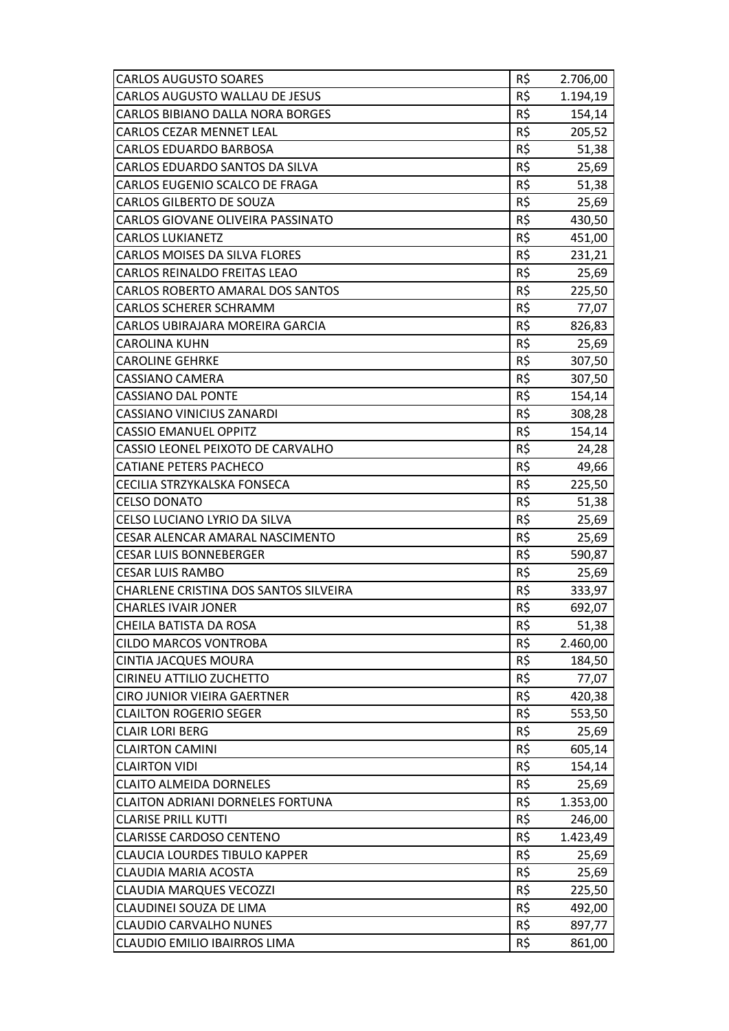| | | |
|---|---|---|
| CARLOS AUGUSTO SOARES | R$ | 2.706,00 |
| CARLOS AUGUSTO WALLAU DE JESUS | R$ | 1.194,19 |
| CARLOS BIBIANO DALLA NORA BORGES | R$ | 154,14 |
| CARLOS CEZAR MENNET LEAL | R$ | 205,52 |
| CARLOS EDUARDO BARBOSA | R$ | 51,38 |
| CARLOS EDUARDO SANTOS DA SILVA | R$ | 25,69 |
| CARLOS EUGENIO SCALCO DE FRAGA | R$ | 51,38 |
| CARLOS GILBERTO DE SOUZA | R$ | 25,69 |
| CARLOS GIOVANE OLIVEIRA PASSINATO | R$ | 430,50 |
| CARLOS LUKIANETZ | R$ | 451,00 |
| CARLOS MOISES DA SILVA FLORES | R$ | 231,21 |
| CARLOS REINALDO FREITAS LEAO | R$ | 25,69 |
| CARLOS ROBERTO AMARAL DOS SANTOS | R$ | 225,50 |
| CARLOS SCHERER SCHRAMM | R$ | 77,07 |
| CARLOS UBIRAJARA MOREIRA GARCIA | R$ | 826,83 |
| CAROLINA KUHN | R$ | 25,69 |
| CAROLINE GEHRKE | R$ | 307,50 |
| CASSIANO CAMERA | R$ | 307,50 |
| CASSIANO DAL PONTE | R$ | 154,14 |
| CASSIANO VINICIUS ZANARDI | R$ | 308,28 |
| CASSIO EMANUEL OPPITZ | R$ | 154,14 |
| CASSIO LEONEL PEIXOTO DE CARVALHO | R$ | 24,28 |
| CATIANE PETERS PACHECO | R$ | 49,66 |
| CECILIA STRZYKALSKA FONSECA | R$ | 225,50 |
| CELSO DONATO | R$ | 51,38 |
| CELSO LUCIANO LYRIO DA SILVA | R$ | 25,69 |
| CESAR ALENCAR AMARAL NASCIMENTO | R$ | 25,69 |
| CESAR LUIS BONNEBERGER | R$ | 590,87 |
| CESAR LUIS RAMBO | R$ | 25,69 |
| CHARLENE CRISTINA DOS SANTOS SILVEIRA | R$ | 333,97 |
| CHARLES IVAIR JONER | R$ | 692,07 |
| CHEILA BATISTA DA ROSA | R$ | 51,38 |
| CILDO MARCOS VONTROBA | R$ | 2.460,00 |
| CINTIA JACQUES MOURA | R$ | 184,50 |
| CIRINEU ATTILIO ZUCHETTO | R$ | 77,07 |
| CIRO JUNIOR VIEIRA GAERTNER | R$ | 420,38 |
| CLAILTON ROGERIO SEGER | R$ | 553,50 |
| CLAIR LORI BERG | R$ | 25,69 |
| CLAIRTON CAMINI | R$ | 605,14 |
| CLAIRTON VIDI | R$ | 154,14 |
| CLAITO ALMEIDA DORNELES | R$ | 25,69 |
| CLAITON ADRIANI DORNELES FORTUNA | R$ | 1.353,00 |
| CLARISE PRILL KUTTI | R$ | 246,00 |
| CLARISSE CARDOSO CENTENO | R$ | 1.423,49 |
| CLAUCIA LOURDES TIBULO KAPPER | R$ | 25,69 |
| CLAUDIA MARIA ACOSTA | R$ | 25,69 |
| CLAUDIA MARQUES VECOZZI | R$ | 225,50 |
| CLAUDINEI SOUZA DE LIMA | R$ | 492,00 |
| CLAUDIO CARVALHO NUNES | R$ | 897,77 |
| CLAUDIO EMILIO IBAIRROS LIMA | R$ | 861,00 |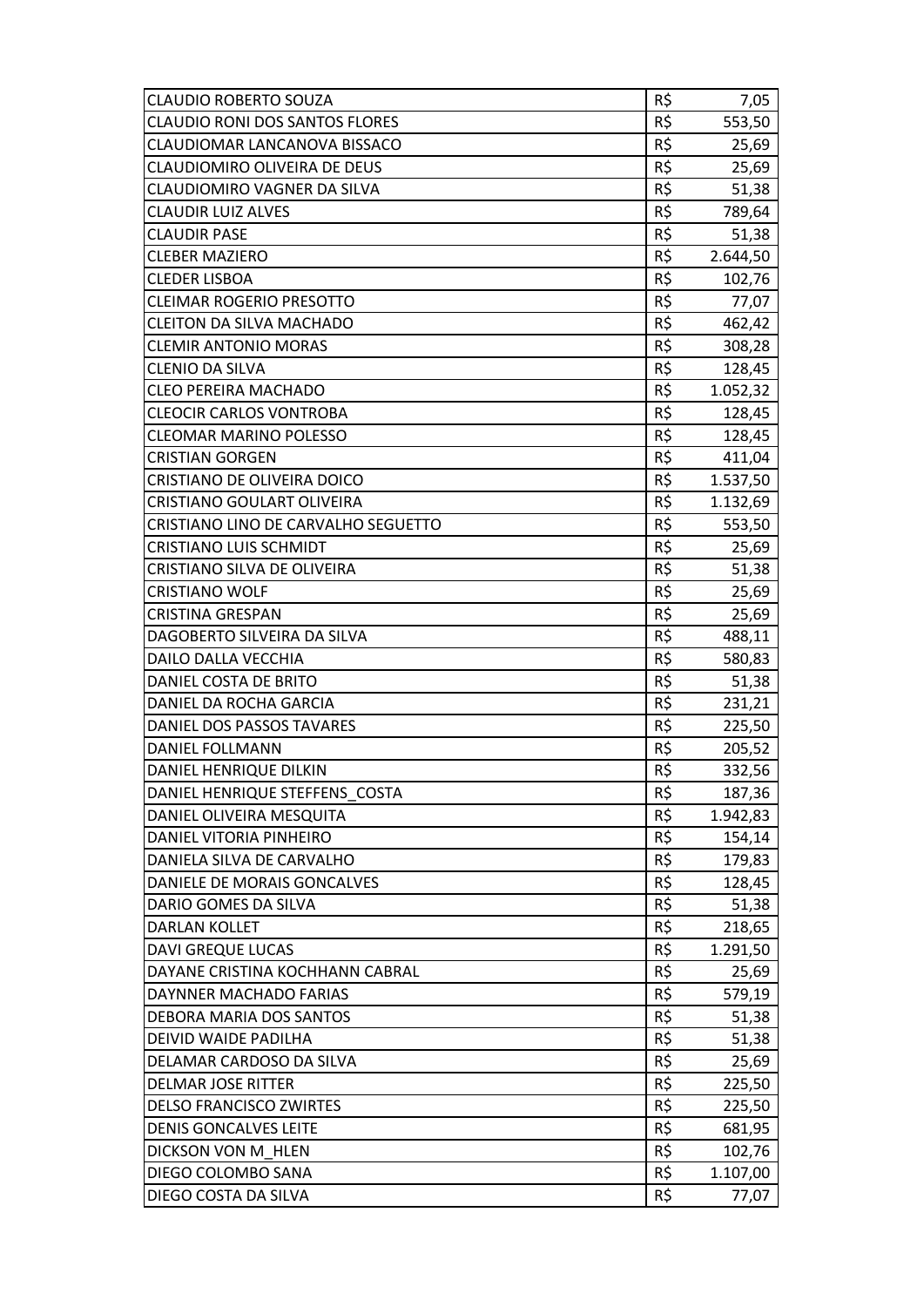| | | |
|---|---|---|
| CLAUDIO ROBERTO SOUZA | R$ | 7,05 |
| CLAUDIO RONI DOS SANTOS FLORES | R$ | 553,50 |
| CLAUDIOMAR LANCANOVA BISSACO | R$ | 25,69 |
| CLAUDIOMIRO OLIVEIRA DE DEUS | R$ | 25,69 |
| CLAUDIOMIRO VAGNER DA SILVA | R$ | 51,38 |
| CLAUDIR LUIZ ALVES | R$ | 789,64 |
| CLAUDIR PASE | R$ | 51,38 |
| CLEBER MAZIERO | R$ | 2.644,50 |
| CLEDER LISBOA | R$ | 102,76 |
| CLEIMAR ROGERIO PRESOTTO | R$ | 77,07 |
| CLEITON DA SILVA MACHADO | R$ | 462,42 |
| CLEMIR ANTONIO MORAS | R$ | 308,28 |
| CLENIO DA SILVA | R$ | 128,45 |
| CLEO PEREIRA MACHADO | R$ | 1.052,32 |
| CLEOCIR CARLOS VONTROBA | R$ | 128,45 |
| CLEOMAR MARINO POLESSO | R$ | 128,45 |
| CRISTIAN GORGEN | R$ | 411,04 |
| CRISTIANO DE OLIVEIRA DOICO | R$ | 1.537,50 |
| CRISTIANO GOULART OLIVEIRA | R$ | 1.132,69 |
| CRISTIANO LINO DE CARVALHO SEGUETTO | R$ | 553,50 |
| CRISTIANO LUIS SCHMIDT | R$ | 25,69 |
| CRISTIANO SILVA DE OLIVEIRA | R$ | 51,38 |
| CRISTIANO WOLF | R$ | 25,69 |
| CRISTINA GRESPAN | R$ | 25,69 |
| DAGOBERTO SILVEIRA DA SILVA | R$ | 488,11 |
| DAILO DALLA VECCHIA | R$ | 580,83 |
| DANIEL COSTA DE BRITO | R$ | 51,38 |
| DANIEL DA ROCHA GARCIA | R$ | 231,21 |
| DANIEL DOS PASSOS TAVARES | R$ | 225,50 |
| DANIEL FOLLMANN | R$ | 205,52 |
| DANIEL HENRIQUE DILKIN | R$ | 332,56 |
| DANIEL HENRIQUE STEFFENS_COSTA | R$ | 187,36 |
| DANIEL OLIVEIRA MESQUITA | R$ | 1.942,83 |
| DANIEL VITORIA PINHEIRO | R$ | 154,14 |
| DANIELA SILVA DE CARVALHO | R$ | 179,83 |
| DANIELE DE MORAIS GONCALVES | R$ | 128,45 |
| DARIO GOMES DA SILVA | R$ | 51,38 |
| DARLAN KOLLET | R$ | 218,65 |
| DAVI GREQUE LUCAS | R$ | 1.291,50 |
| DAYANE CRISTINA KOCHHANN CABRAL | R$ | 25,69 |
| DAYNNER MACHADO FARIAS | R$ | 579,19 |
| DEBORA MARIA DOS SANTOS | R$ | 51,38 |
| DEIVID WAIDE PADILHA | R$ | 51,38 |
| DELAMAR CARDOSO DA SILVA | R$ | 25,69 |
| DELMAR JOSE RITTER | R$ | 225,50 |
| DELSO FRANCISCO ZWIRTES | R$ | 225,50 |
| DENIS GONCALVES LEITE | R$ | 681,95 |
| DICKSON VON M_HLEN | R$ | 102,76 |
| DIEGO COLOMBO SANA | R$ | 1.107,00 |
| DIEGO COSTA DA SILVA | R$ | 77,07 |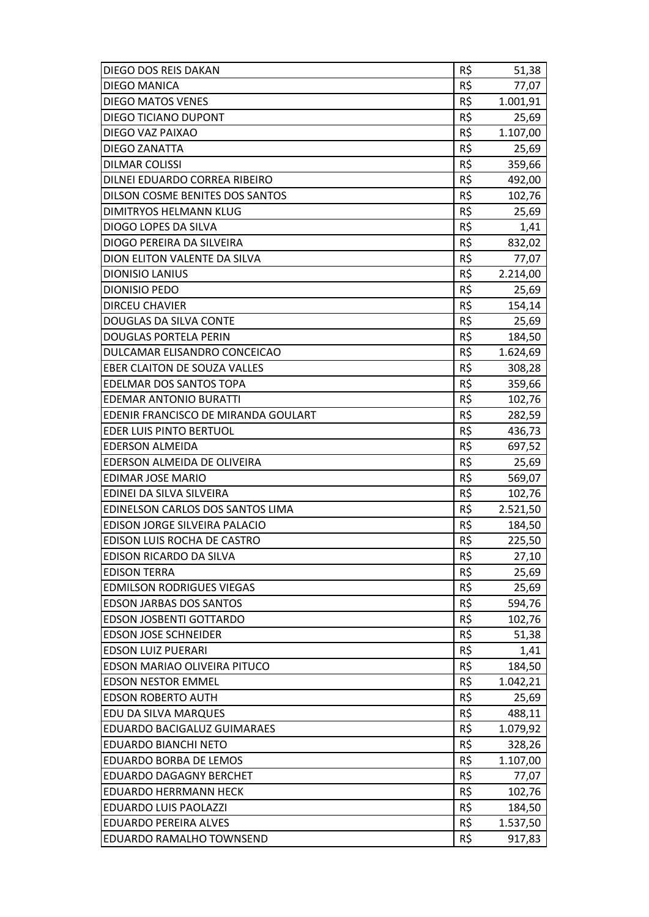| | | |
|---|---|---|
| DIEGO DOS REIS DAKAN | R$ | 51,38 |
| DIEGO MANICA | R$ | 77,07 |
| DIEGO MATOS VENES | R$ | 1.001,91 |
| DIEGO TICIANO DUPONT | R$ | 25,69 |
| DIEGO VAZ PAIXAO | R$ | 1.107,00 |
| DIEGO ZANATTA | R$ | 25,69 |
| DILMAR COLISSI | R$ | 359,66 |
| DILNEI EDUARDO CORREA RIBEIRO | R$ | 492,00 |
| DILSON COSME BENITES DOS SANTOS | R$ | 102,76 |
| DIMITRYOS HELMANN KLUG | R$ | 25,69 |
| DIOGO LOPES DA SILVA | R$ | 1,41 |
| DIOGO PEREIRA DA SILVEIRA | R$ | 832,02 |
| DION ELITON VALENTE DA SILVA | R$ | 77,07 |
| DIONISIO LANIUS | R$ | 2.214,00 |
| DIONISIO PEDO | R$ | 25,69 |
| DIRCEU CHAVIER | R$ | 154,14 |
| DOUGLAS DA SILVA CONTE | R$ | 25,69 |
| DOUGLAS PORTELA PERIN | R$ | 184,50 |
| DULCAMAR ELISANDRO CONCEICAO | R$ | 1.624,69 |
| EBER CLAITON DE SOUZA VALLES | R$ | 308,28 |
| EDELMAR DOS SANTOS TOPA | R$ | 359,66 |
| EDEMAR ANTONIO BURATTI | R$ | 102,76 |
| EDENIR FRANCISCO DE MIRANDA GOULART | R$ | 282,59 |
| EDER LUIS PINTO BERTUOL | R$ | 436,73 |
| EDERSON ALMEIDA | R$ | 697,52 |
| EDERSON ALMEIDA DE OLIVEIRA | R$ | 25,69 |
| EDIMAR JOSE MARIO | R$ | 569,07 |
| EDINEI DA SILVA SILVEIRA | R$ | 102,76 |
| EDINELSON CARLOS DOS SANTOS LIMA | R$ | 2.521,50 |
| EDISON JORGE SILVEIRA PALACIO | R$ | 184,50 |
| EDISON LUIS ROCHA DE CASTRO | R$ | 225,50 |
| EDISON RICARDO DA SILVA | R$ | 27,10 |
| EDISON TERRA | R$ | 25,69 |
| EDMILSON RODRIGUES VIEGAS | R$ | 25,69 |
| EDSON JARBAS DOS SANTOS | R$ | 594,76 |
| EDSON JOSBENTI GOTTARDO | R$ | 102,76 |
| EDSON JOSE SCHNEIDER | R$ | 51,38 |
| EDSON LUIZ PUERARI | R$ | 1,41 |
| EDSON MARIAO OLIVEIRA PITUCO | R$ | 184,50 |
| EDSON NESTOR EMMEL | R$ | 1.042,21 |
| EDSON ROBERTO AUTH | R$ | 25,69 |
| EDU DA SILVA MARQUES | R$ | 488,11 |
| EDUARDO BACIGALUZ GUIMARAES | R$ | 1.079,92 |
| EDUARDO BIANCHI NETO | R$ | 328,26 |
| EDUARDO BORBA DE LEMOS | R$ | 1.107,00 |
| EDUARDO DAGAGNY BERCHET | R$ | 77,07 |
| EDUARDO HERRMANN HECK | R$ | 102,76 |
| EDUARDO LUIS PAOLAZZI | R$ | 184,50 |
| EDUARDO PEREIRA ALVES | R$ | 1.537,50 |
| EDUARDO RAMALHO TOWNSEND | R$ | 917,83 |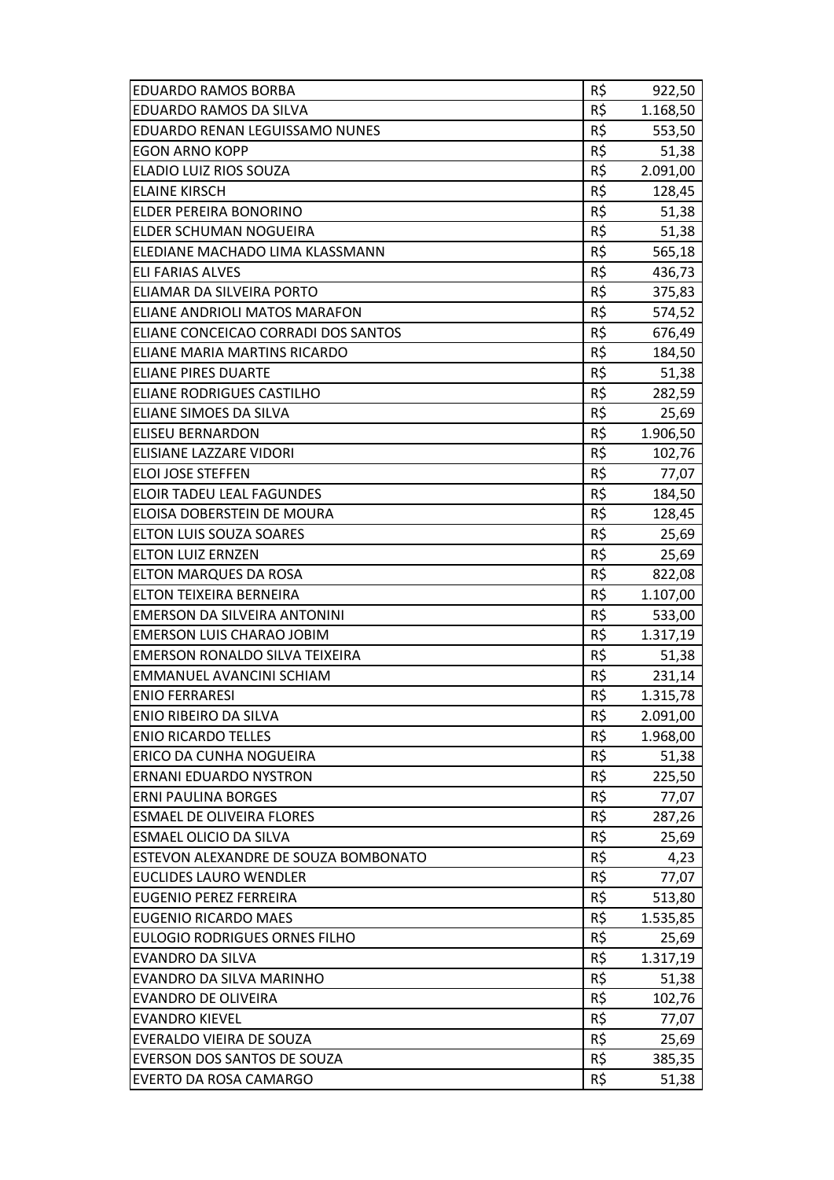| | | |
|---|---|---|
| EDUARDO RAMOS BORBA | R$ | 922,50 |
| EDUARDO RAMOS DA SILVA | R$ | 1.168,50 |
| EDUARDO RENAN LEGUISSAMO NUNES | R$ | 553,50 |
| EGON ARNO KOPP | R$ | 51,38 |
| ELADIO LUIZ RIOS SOUZA | R$ | 2.091,00 |
| ELAINE KIRSCH | R$ | 128,45 |
| ELDER PEREIRA BONORINO | R$ | 51,38 |
| ELDER SCHUMAN NOGUEIRA | R$ | 51,38 |
| ELEDIANE MACHADO LIMA KLASSMANN | R$ | 565,18 |
| ELI FARIAS ALVES | R$ | 436,73 |
| ELIAMAR DA SILVEIRA PORTO | R$ | 375,83 |
| ELIANE ANDRIOLI MATOS MARAFON | R$ | 574,52 |
| ELIANE CONCEICAO CORRADI DOS SANTOS | R$ | 676,49 |
| ELIANE MARIA MARTINS RICARDO | R$ | 184,50 |
| ELIANE PIRES DUARTE | R$ | 51,38 |
| ELIANE RODRIGUES CASTILHO | R$ | 282,59 |
| ELIANE SIMOES DA SILVA | R$ | 25,69 |
| ELISEU BERNARDON | R$ | 1.906,50 |
| ELISIANE LAZZARE VIDORI | R$ | 102,76 |
| ELOI JOSE STEFFEN | R$ | 77,07 |
| ELOIR TADEU LEAL FAGUNDES | R$ | 184,50 |
| ELOISA DOBERSTEIN DE MOURA | R$ | 128,45 |
| ELTON LUIS SOUZA SOARES | R$ | 25,69 |
| ELTON LUIZ ERNZEN | R$ | 25,69 |
| ELTON MARQUES DA ROSA | R$ | 822,08 |
| ELTON TEIXEIRA BERNEIRA | R$ | 1.107,00 |
| EMERSON DA SILVEIRA ANTONINI | R$ | 533,00 |
| EMERSON LUIS CHARAO JOBIM | R$ | 1.317,19 |
| EMERSON RONALDO SILVA TEIXEIRA | R$ | 51,38 |
| EMMANUEL AVANCINI SCHIAM | R$ | 231,14 |
| ENIO FERRARESI | R$ | 1.315,78 |
| ENIO RIBEIRO DA SILVA | R$ | 2.091,00 |
| ENIO RICARDO TELLES | R$ | 1.968,00 |
| ERICO DA CUNHA NOGUEIRA | R$ | 51,38 |
| ERNANI EDUARDO NYSTRON | R$ | 225,50 |
| ERNI PAULINA BORGES | R$ | 77,07 |
| ESMAEL DE OLIVEIRA FLORES | R$ | 287,26 |
| ESMAEL OLICIO DA SILVA | R$ | 25,69 |
| ESTEVON ALEXANDRE DE SOUZA BOMBONATO | R$ | 4,23 |
| EUCLIDES LAURO WENDLER | R$ | 77,07 |
| EUGENIO PEREZ FERREIRA | R$ | 513,80 |
| EUGENIO RICARDO MAES | R$ | 1.535,85 |
| EULOGIO RODRIGUES ORNES FILHO | R$ | 25,69 |
| EVANDRO DA SILVA | R$ | 1.317,19 |
| EVANDRO DA SILVA MARINHO | R$ | 51,38 |
| EVANDRO DE OLIVEIRA | R$ | 102,76 |
| EVANDRO KIEVEL | R$ | 77,07 |
| EVERALDO VIEIRA DE SOUZA | R$ | 25,69 |
| EVERSON DOS SANTOS DE SOUZA | R$ | 385,35 |
| EVERTO DA ROSA CAMARGO | R$ | 51,38 |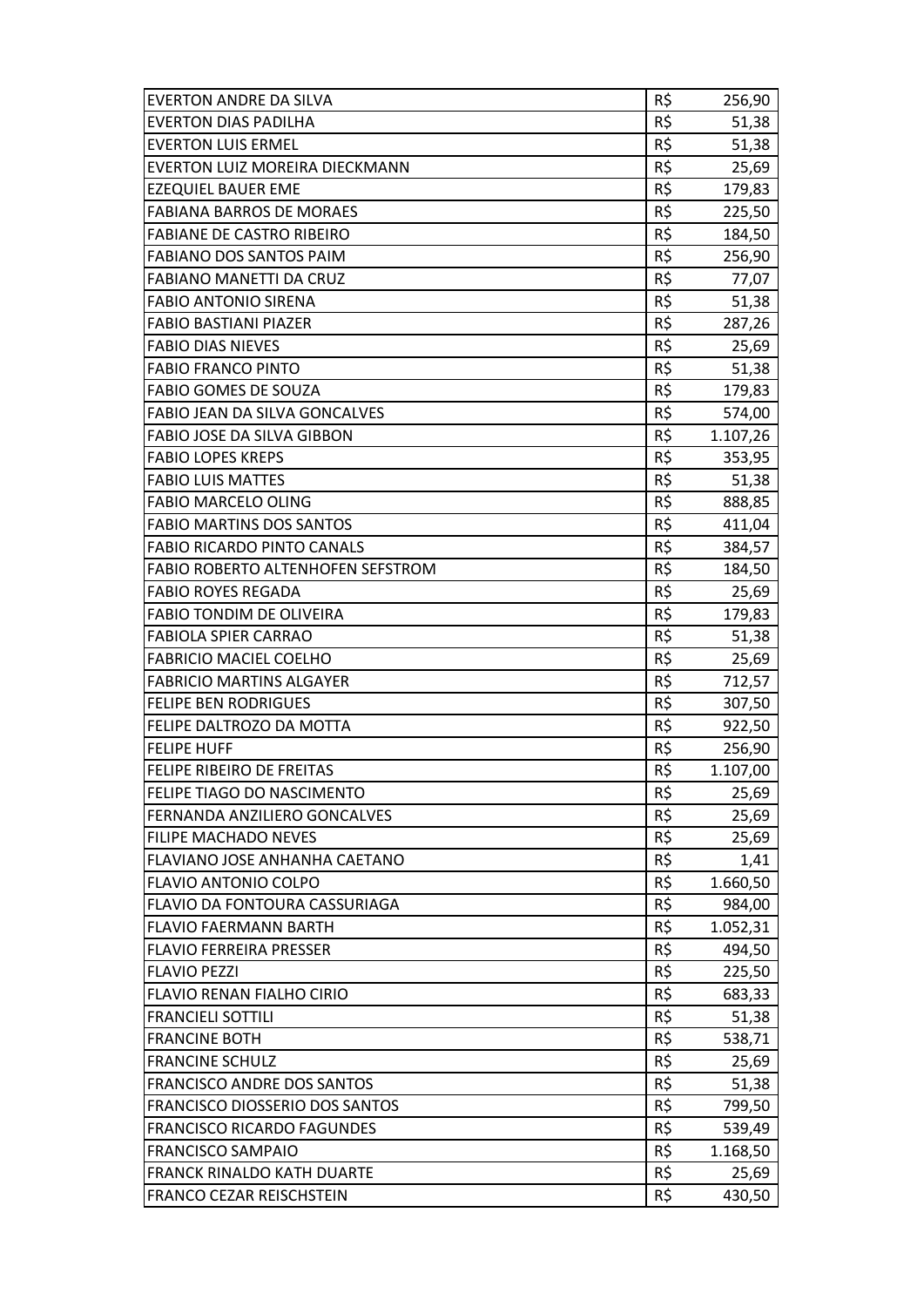| | | |
|---|---|---|
| EVERTON ANDRE DA SILVA | R$ | 256,90 |
| EVERTON DIAS PADILHA | R$ | 51,38 |
| EVERTON LUIS ERMEL | R$ | 51,38 |
| EVERTON LUIZ MOREIRA DIECKMANN | R$ | 25,69 |
| EZEQUIEL BAUER EME | R$ | 179,83 |
| FABIANA BARROS DE MORAES | R$ | 225,50 |
| FABIANE DE CASTRO RIBEIRO | R$ | 184,50 |
| FABIANO DOS SANTOS PAIM | R$ | 256,90 |
| FABIANO MANETTI DA CRUZ | R$ | 77,07 |
| FABIO ANTONIO SIRENA | R$ | 51,38 |
| FABIO BASTIANI PIAZER | R$ | 287,26 |
| FABIO DIAS NIEVES | R$ | 25,69 |
| FABIO FRANCO PINTO | R$ | 51,38 |
| FABIO GOMES DE SOUZA | R$ | 179,83 |
| FABIO JEAN DA SILVA GONCALVES | R$ | 574,00 |
| FABIO JOSE DA SILVA GIBBON | R$ | 1.107,26 |
| FABIO LOPES KREPS | R$ | 353,95 |
| FABIO LUIS MATTES | R$ | 51,38 |
| FABIO MARCELO OLING | R$ | 888,85 |
| FABIO MARTINS DOS SANTOS | R$ | 411,04 |
| FABIO RICARDO PINTO CANALS | R$ | 384,57 |
| FABIO ROBERTO ALTENHOFEN SEFSTROM | R$ | 184,50 |
| FABIO ROYES REGADA | R$ | 25,69 |
| FABIO TONDIM DE OLIVEIRA | R$ | 179,83 |
| FABIOLA SPIER CARRAO | R$ | 51,38 |
| FABRICIO MACIEL COELHO | R$ | 25,69 |
| FABRICIO MARTINS ALGAYER | R$ | 712,57 |
| FELIPE BEN RODRIGUES | R$ | 307,50 |
| FELIPE DALTROZO DA MOTTA | R$ | 922,50 |
| FELIPE HUFF | R$ | 256,90 |
| FELIPE RIBEIRO DE FREITAS | R$ | 1.107,00 |
| FELIPE TIAGO DO NASCIMENTO | R$ | 25,69 |
| FERNANDA ANZILIERO GONCALVES | R$ | 25,69 |
| FILIPE MACHADO NEVES | R$ | 25,69 |
| FLAVIANO JOSE ANHANHA CAETANO | R$ | 1,41 |
| FLAVIO ANTONIO COLPO | R$ | 1.660,50 |
| FLAVIO DA FONTOURA CASSURIAGA | R$ | 984,00 |
| FLAVIO FAERMANN BARTH | R$ | 1.052,31 |
| FLAVIO FERREIRA PRESSER | R$ | 494,50 |
| FLAVIO PEZZI | R$ | 225,50 |
| FLAVIO RENAN FIALHO CIRIO | R$ | 683,33 |
| FRANCIELI SOTTILI | R$ | 51,38 |
| FRANCINE BOTH | R$ | 538,71 |
| FRANCINE SCHULZ | R$ | 25,69 |
| FRANCISCO ANDRE DOS SANTOS | R$ | 51,38 |
| FRANCISCO DIOSSERIO DOS SANTOS | R$ | 799,50 |
| FRANCISCO RICARDO FAGUNDES | R$ | 539,49 |
| FRANCISCO SAMPAIO | R$ | 1.168,50 |
| FRANCK RINALDO KATH DUARTE | R$ | 25,69 |
| FRANCO CEZAR REISCHSTEIN | R$ | 430,50 |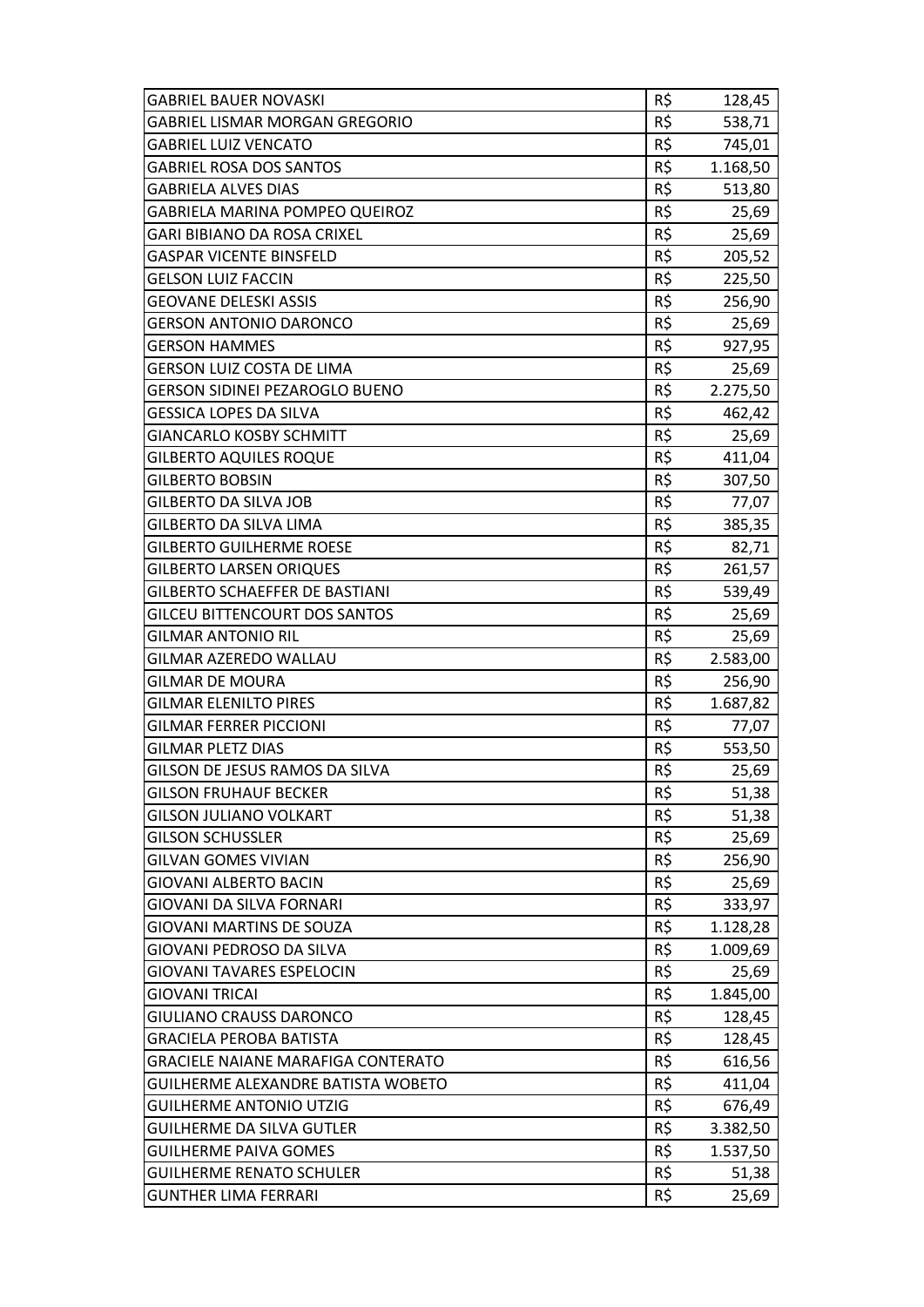| | | |
|---|---|---|
| GABRIEL BAUER NOVASKI | R$ | 128,45 |
| GABRIEL LISMAR MORGAN GREGORIO | R$ | 538,71 |
| GABRIEL LUIZ VENCATO | R$ | 745,01 |
| GABRIEL ROSA DOS SANTOS | R$ | 1.168,50 |
| GABRIELA ALVES DIAS | R$ | 513,80 |
| GABRIELA MARINA POMPEO QUEIROZ | R$ | 25,69 |
| GARI BIBIANO DA ROSA CRIXEL | R$ | 25,69 |
| GASPAR VICENTE BINSFELD | R$ | 205,52 |
| GELSON LUIZ FACCIN | R$ | 225,50 |
| GEOVANE DELESKI ASSIS | R$ | 256,90 |
| GERSON ANTONIO DARONCO | R$ | 25,69 |
| GERSON HAMMES | R$ | 927,95 |
| GERSON LUIZ COSTA DE LIMA | R$ | 25,69 |
| GERSON SIDINEI PEZAROGLO BUENO | R$ | 2.275,50 |
| GESSICA LOPES DA SILVA | R$ | 462,42 |
| GIANCARLO KOSBY SCHMITT | R$ | 25,69 |
| GILBERTO AQUILES ROQUE | R$ | 411,04 |
| GILBERTO BOBSIN | R$ | 307,50 |
| GILBERTO DA SILVA JOB | R$ | 77,07 |
| GILBERTO DA SILVA LIMA | R$ | 385,35 |
| GILBERTO GUILHERME ROESE | R$ | 82,71 |
| GILBERTO LARSEN ORIQUES | R$ | 261,57 |
| GILBERTO SCHAEFFER DE BASTIANI | R$ | 539,49 |
| GILCEU BITTENCOURT DOS SANTOS | R$ | 25,69 |
| GILMAR ANTONIO RIL | R$ | 25,69 |
| GILMAR AZEREDO WALLAU | R$ | 2.583,00 |
| GILMAR DE MOURA | R$ | 256,90 |
| GILMAR ELENILTO PIRES | R$ | 1.687,82 |
| GILMAR FERRER PICCIONI | R$ | 77,07 |
| GILMAR PLETZ DIAS | R$ | 553,50 |
| GILSON DE JESUS RAMOS DA SILVA | R$ | 25,69 |
| GILSON FRUHAUF BECKER | R$ | 51,38 |
| GILSON JULIANO VOLKART | R$ | 51,38 |
| GILSON SCHUSSLER | R$ | 25,69 |
| GILVAN GOMES VIVIAN | R$ | 256,90 |
| GIOVANI ALBERTO BACIN | R$ | 25,69 |
| GIOVANI DA SILVA FORNARI | R$ | 333,97 |
| GIOVANI MARTINS DE SOUZA | R$ | 1.128,28 |
| GIOVANI PEDROSO DA SILVA | R$ | 1.009,69 |
| GIOVANI TAVARES ESPELOCIN | R$ | 25,69 |
| GIOVANI TRICAI | R$ | 1.845,00 |
| GIULIANO CRAUSS DARONCO | R$ | 128,45 |
| GRACIELA PEROBA BATISTA | R$ | 128,45 |
| GRACIELE NAIANE MARAFIGA CONTERATO | R$ | 616,56 |
| GUILHERME ALEXANDRE BATISTA WOBETO | R$ | 411,04 |
| GUILHERME ANTONIO UTZIG | R$ | 676,49 |
| GUILHERME DA SILVA GUTLER | R$ | 3.382,50 |
| GUILHERME PAIVA GOMES | R$ | 1.537,50 |
| GUILHERME RENATO SCHULER | R$ | 51,38 |
| GUNTHER LIMA FERRARI | R$ | 25,69 |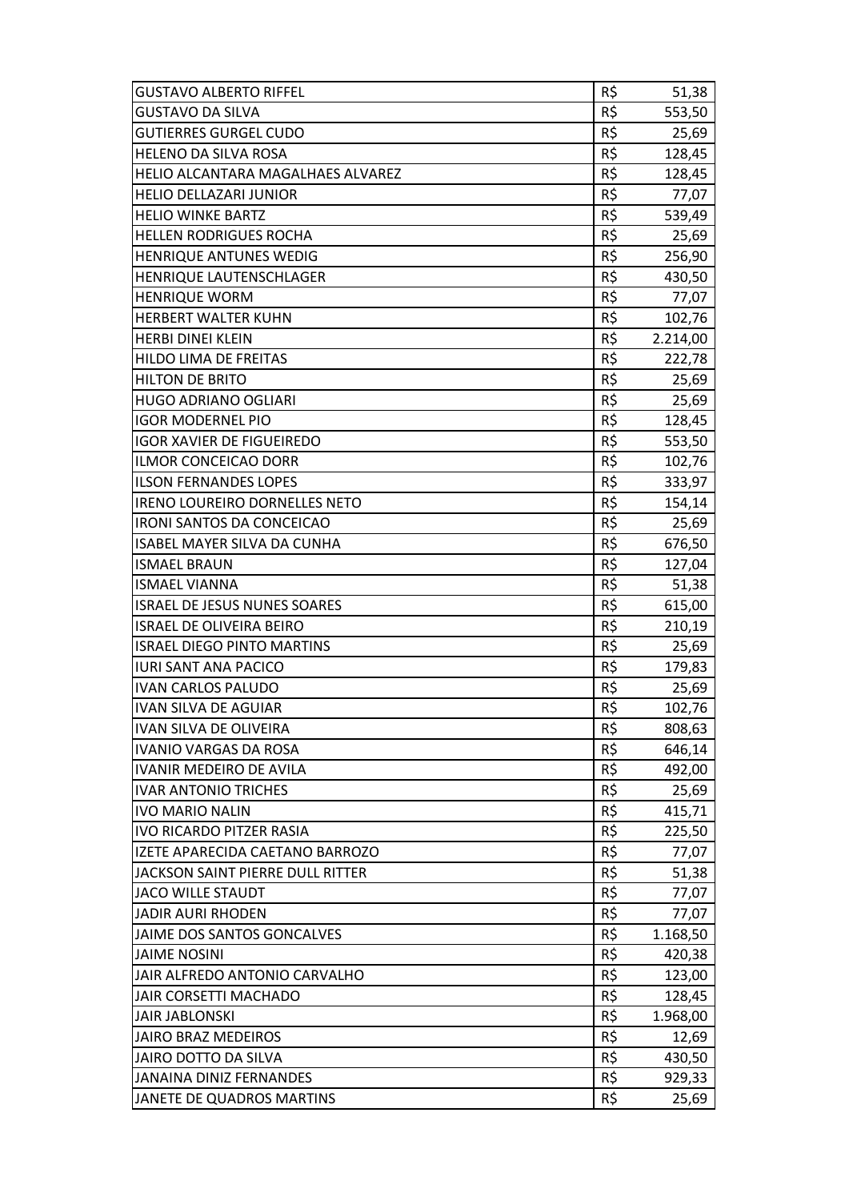| | | |
|---|---|---|
| GUSTAVO ALBERTO RIFFEL | R$ | 51,38 |
| GUSTAVO DA SILVA | R$ | 553,50 |
| GUTIERRES GURGEL CUDO | R$ | 25,69 |
| HELENO DA SILVA ROSA | R$ | 128,45 |
| HELIO ALCANTARA MAGALHAES ALVAREZ | R$ | 128,45 |
| HELIO DELLAZARI JUNIOR | R$ | 77,07 |
| HELIO WINKE BARTZ | R$ | 539,49 |
| HELLEN RODRIGUES ROCHA | R$ | 25,69 |
| HENRIQUE ANTUNES WEDIG | R$ | 256,90 |
| HENRIQUE LAUTENSCHLAGER | R$ | 430,50 |
| HENRIQUE WORM | R$ | 77,07 |
| HERBERT WALTER KUHN | R$ | 102,76 |
| HERBI DINEI KLEIN | R$ | 2.214,00 |
| HILDO LIMA DE FREITAS | R$ | 222,78 |
| HILTON DE BRITO | R$ | 25,69 |
| HUGO ADRIANO OGLIARI | R$ | 25,69 |
| IGOR MODERNEL PIO | R$ | 128,45 |
| IGOR XAVIER DE FIGUEIREDO | R$ | 553,50 |
| ILMOR CONCEICAO DORR | R$ | 102,76 |
| ILSON FERNANDES LOPES | R$ | 333,97 |
| IRENO LOUREIRO DORNELLES NETO | R$ | 154,14 |
| IRONI SANTOS DA CONCEICAO | R$ | 25,69 |
| ISABEL MAYER SILVA DA CUNHA | R$ | 676,50 |
| ISMAEL BRAUN | R$ | 127,04 |
| ISMAEL VIANNA | R$ | 51,38 |
| ISRAEL DE JESUS NUNES SOARES | R$ | 615,00 |
| ISRAEL DE OLIVEIRA BEIRO | R$ | 210,19 |
| ISRAEL DIEGO PINTO MARTINS | R$ | 25,69 |
| IURI SANT ANA PACICO | R$ | 179,83 |
| IVAN CARLOS PALUDO | R$ | 25,69 |
| IVAN SILVA DE AGUIAR | R$ | 102,76 |
| IVAN SILVA DE OLIVEIRA | R$ | 808,63 |
| IVANIO VARGAS DA ROSA | R$ | 646,14 |
| IVANIR MEDEIRO DE AVILA | R$ | 492,00 |
| IVAR ANTONIO TRICHES | R$ | 25,69 |
| IVO MARIO NALIN | R$ | 415,71 |
| IVO RICARDO PITZER RASIA | R$ | 225,50 |
| IZETE APARECIDA CAETANO BARROZO | R$ | 77,07 |
| JACKSON SAINT PIERRE DULL RITTER | R$ | 51,38 |
| JACO WILLE STAUDT | R$ | 77,07 |
| JADIR AURI RHODEN | R$ | 77,07 |
| JAIME DOS SANTOS GONCALVES | R$ | 1.168,50 |
| JAIME NOSINI | R$ | 420,38 |
| JAIR ALFREDO ANTONIO CARVALHO | R$ | 123,00 |
| JAIR CORSETTI MACHADO | R$ | 128,45 |
| JAIR JABLONSKI | R$ | 1.968,00 |
| JAIRO BRAZ MEDEIROS | R$ | 12,69 |
| JAIRO DOTTO DA SILVA | R$ | 430,50 |
| JANAINA DINIZ FERNANDES | R$ | 929,33 |
| JANETE DE QUADROS MARTINS | R$ | 25,69 |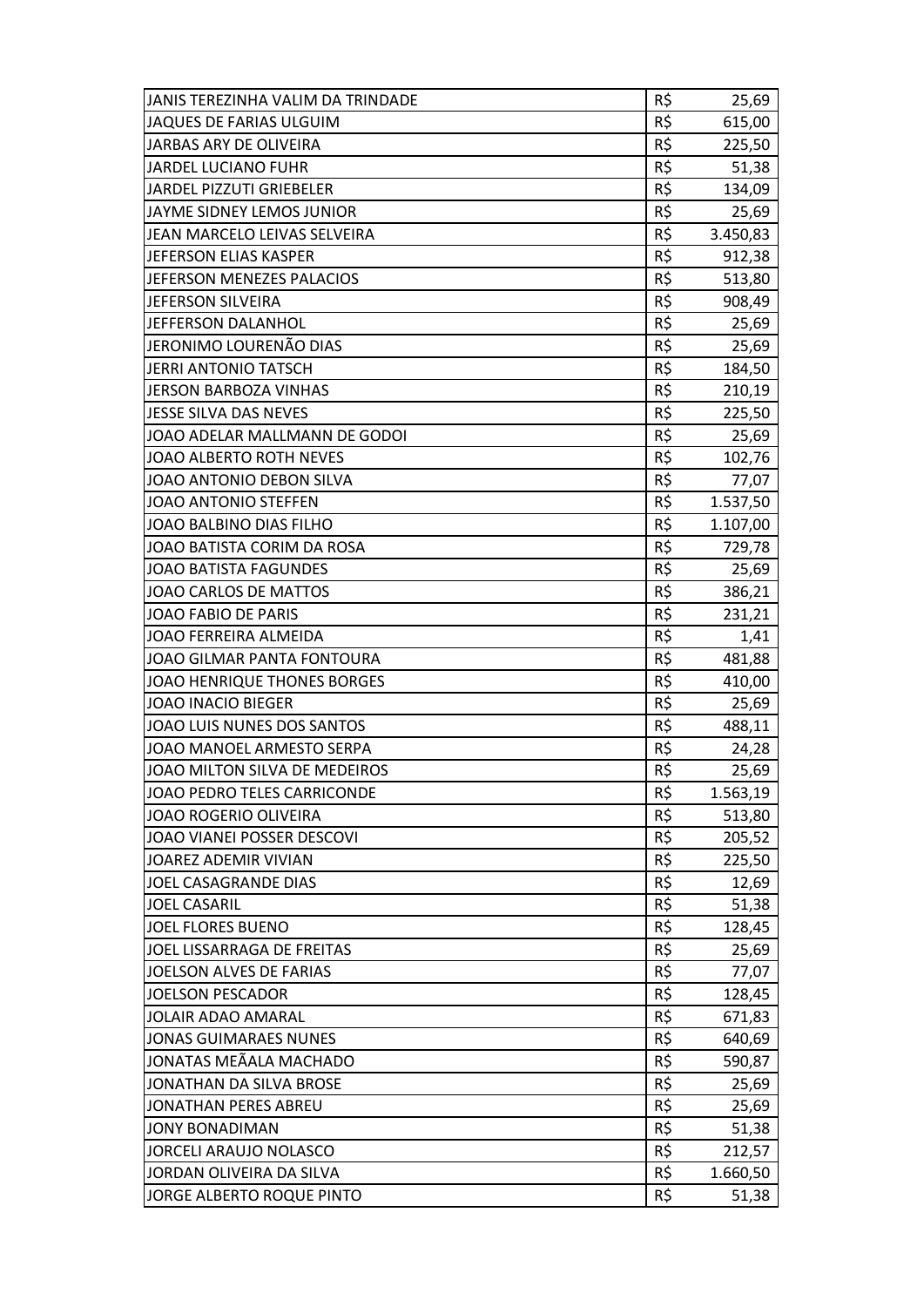| | | |
|---|---|---|
| JANIS TEREZINHA VALIM DA TRINDADE | R$ | 25,69 |
| JAQUES DE FARIAS ULGUIM | R$ | 615,00 |
| JARBAS ARY DE OLIVEIRA | R$ | 225,50 |
| JARDEL LUCIANO FUHR | R$ | 51,38 |
| JARDEL PIZZUTI GRIEBELER | R$ | 134,09 |
| JAYME SIDNEY LEMOS JUNIOR | R$ | 25,69 |
| JEAN MARCELO LEIVAS SELVEIRA | R$ | 3.450,83 |
| JEFERSON ELIAS KASPER | R$ | 912,38 |
| JEFERSON MENEZES PALACIOS | R$ | 513,80 |
| JEFERSON SILVEIRA | R$ | 908,49 |
| JEFFERSON DALANHOL | R$ | 25,69 |
| JERONIMO LOURENÃO DIAS | R$ | 25,69 |
| JERRI ANTONIO TATSCH | R$ | 184,50 |
| JERSON BARBOZA VINHAS | R$ | 210,19 |
| JESSE SILVA DAS NEVES | R$ | 225,50 |
| JOAO ADELAR MALLMANN DE GODOI | R$ | 25,69 |
| JOAO ALBERTO ROTH NEVES | R$ | 102,76 |
| JOAO ANTONIO DEBON SILVA | R$ | 77,07 |
| JOAO ANTONIO STEFFEN | R$ | 1.537,50 |
| JOAO BALBINO DIAS FILHO | R$ | 1.107,00 |
| JOAO BATISTA CORIM DA ROSA | R$ | 729,78 |
| JOAO BATISTA FAGUNDES | R$ | 25,69 |
| JOAO CARLOS DE MATTOS | R$ | 386,21 |
| JOAO FABIO DE PARIS | R$ | 231,21 |
| JOAO FERREIRA ALMEIDA | R$ | 1,41 |
| JOAO GILMAR PANTA FONTOURA | R$ | 481,88 |
| JOAO HENRIQUE THONES BORGES | R$ | 410,00 |
| JOAO INACIO BIEGER | R$ | 25,69 |
| JOAO LUIS NUNES DOS SANTOS | R$ | 488,11 |
| JOAO MANOEL ARMESTO SERPA | R$ | 24,28 |
| JOAO MILTON SILVA DE MEDEIROS | R$ | 25,69 |
| JOAO PEDRO TELES CARRICONDE | R$ | 1.563,19 |
| JOAO ROGERIO OLIVEIRA | R$ | 513,80 |
| JOAO VIANEI POSSER DESCOVI | R$ | 205,52 |
| JOAREZ ADEMIR VIVIAN | R$ | 225,50 |
| JOEL CASAGRANDE DIAS | R$ | 12,69 |
| JOEL CASARIL | R$ | 51,38 |
| JOEL FLORES BUENO | R$ | 128,45 |
| JOEL LISSARRAGA DE FREITAS | R$ | 25,69 |
| JOELSON ALVES DE FARIAS | R$ | 77,07 |
| JOELSON PESCADOR | R$ | 128,45 |
| JOLAIR ADAO AMARAL | R$ | 671,83 |
| JONAS GUIMARAES NUNES | R$ | 640,69 |
| JONATAS MEÃALA MACHADO | R$ | 590,87 |
| JONATHAN DA SILVA BROSE | R$ | 25,69 |
| JONATHAN PERES ABREU | R$ | 25,69 |
| JONY BONADIMAN | R$ | 51,38 |
| JORCELI ARAUJO NOLASCO | R$ | 212,57 |
| JORDAN OLIVEIRA DA SILVA | R$ | 1.660,50 |
| JORGE ALBERTO ROQUE PINTO | R$ | 51,38 |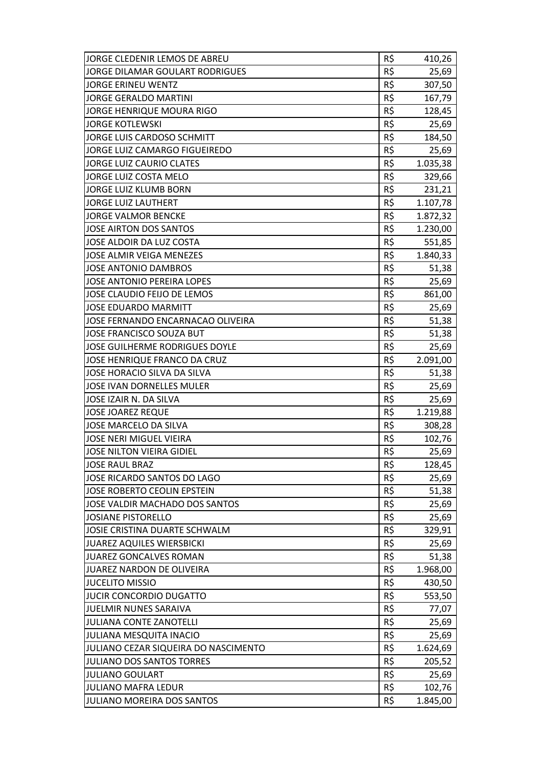| | | |
|---|---|---|
| JORGE CLEDENIR LEMOS DE ABREU | R$ | 410,26 |
| JORGE DILAMAR GOULART RODRIGUES | R$ | 25,69 |
| JORGE ERINEU WENTZ | R$ | 307,50 |
| JORGE GERALDO MARTINI | R$ | 167,79 |
| JORGE HENRIQUE MOURA RIGO | R$ | 128,45 |
| JORGE KOTLEWSKI | R$ | 25,69 |
| JORGE LUIS CARDOSO SCHMITT | R$ | 184,50 |
| JORGE LUIZ CAMARGO FIGUEIREDO | R$ | 25,69 |
| JORGE LUIZ CAURIO CLATES | R$ | 1.035,38 |
| JORGE LUIZ COSTA MELO | R$ | 329,66 |
| JORGE LUIZ KLUMB BORN | R$ | 231,21 |
| JORGE LUIZ LAUTHERT | R$ | 1.107,78 |
| JORGE VALMOR BENCKE | R$ | 1.872,32 |
| JOSE AIRTON DOS SANTOS | R$ | 1.230,00 |
| JOSE ALDOIR DA LUZ COSTA | R$ | 551,85 |
| JOSE ALMIR VEIGA MENEZES | R$ | 1.840,33 |
| JOSE ANTONIO DAMBROS | R$ | 51,38 |
| JOSE ANTONIO PEREIRA LOPES | R$ | 25,69 |
| JOSE CLAUDIO FEIJO DE LEMOS | R$ | 861,00 |
| JOSE EDUARDO MARMITT | R$ | 25,69 |
| JOSE FERNANDO ENCARNACAO OLIVEIRA | R$ | 51,38 |
| JOSE FRANCISCO SOUZA BUT | R$ | 51,38 |
| JOSE GUILHERME RODRIGUES DOYLE | R$ | 25,69 |
| JOSE HENRIQUE FRANCO DA CRUZ | R$ | 2.091,00 |
| JOSE HORACIO SILVA DA SILVA | R$ | 51,38 |
| JOSE IVAN DORNELLES MULER | R$ | 25,69 |
| JOSE IZAIR N. DA SILVA | R$ | 25,69 |
| JOSE JOAREZ REQUE | R$ | 1.219,88 |
| JOSE MARCELO DA SILVA | R$ | 308,28 |
| JOSE NERI MIGUEL VIEIRA | R$ | 102,76 |
| JOSE NILTON VIEIRA GIDIEL | R$ | 25,69 |
| JOSE RAUL BRAZ | R$ | 128,45 |
| JOSE RICARDO SANTOS DO LAGO | R$ | 25,69 |
| JOSE ROBERTO CEOLIN EPSTEIN | R$ | 51,38 |
| JOSE VALDIR MACHADO DOS SANTOS | R$ | 25,69 |
| JOSIANE PISTORELLO | R$ | 25,69 |
| JOSIE CRISTINA DUARTE SCHWALM | R$ | 329,91 |
| JUAREZ AQUILES WIERSBICKI | R$ | 25,69 |
| JUAREZ GONCALVES ROMAN | R$ | 51,38 |
| JUAREZ NARDON DE OLIVEIRA | R$ | 1.968,00 |
| JUCELITO MISSIO | R$ | 430,50 |
| JUCIR CONCORDIO DUGATTO | R$ | 553,50 |
| JUELMIR NUNES SARAIVA | R$ | 77,07 |
| JULIANA CONTE ZANOTELLI | R$ | 25,69 |
| JULIANA MESQUITA INACIO | R$ | 25,69 |
| JULIANO CEZAR SIQUEIRA DO NASCIMENTO | R$ | 1.624,69 |
| JULIANO DOS SANTOS TORRES | R$ | 205,52 |
| JULIANO GOULART | R$ | 25,69 |
| JULIANO MAFRA LEDUR | R$ | 102,76 |
| JULIANO MOREIRA DOS SANTOS | R$ | 1.845,00 |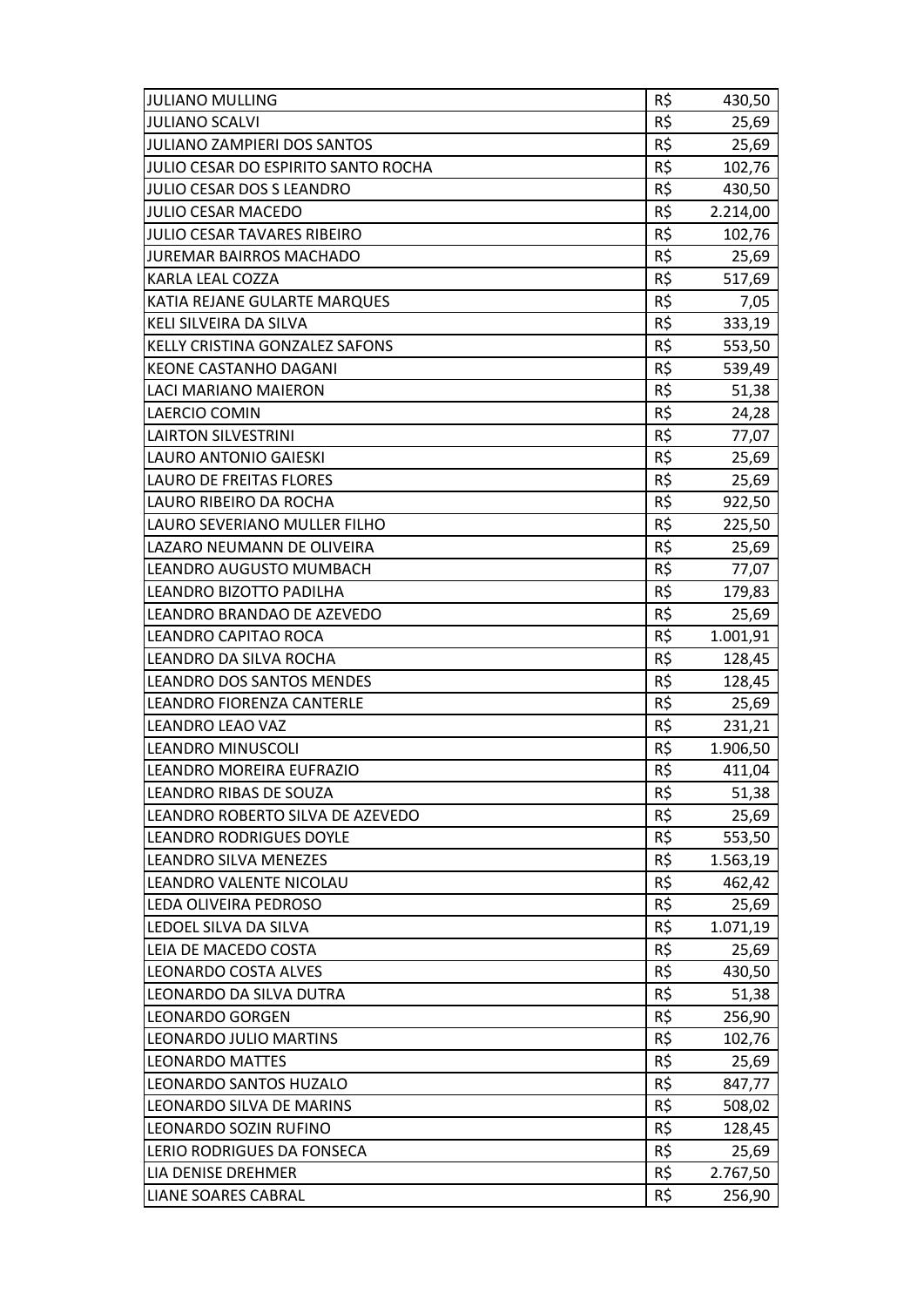| | | |
|---|---|---|
| JULIANO MULLING | R$ | 430,50 |
| JULIANO SCALVI | R$ | 25,69 |
| JULIANO ZAMPIERI DOS SANTOS | R$ | 25,69 |
| JULIO CESAR DO ESPIRITO SANTO ROCHA | R$ | 102,76 |
| JULIO CESAR DOS S LEANDRO | R$ | 430,50 |
| JULIO CESAR MACEDO | R$ | 2.214,00 |
| JULIO CESAR TAVARES RIBEIRO | R$ | 102,76 |
| JUREMAR BAIRROS MACHADO | R$ | 25,69 |
| KARLA LEAL COZZA | R$ | 517,69 |
| KATIA REJANE GULARTE MARQUES | R$ | 7,05 |
| KELI SILVEIRA DA SILVA | R$ | 333,19 |
| KELLY CRISTINA GONZALEZ SAFONS | R$ | 553,50 |
| KEONE CASTANHO DAGANI | R$ | 539,49 |
| LACI MARIANO MAIERON | R$ | 51,38 |
| LAERCIO COMIN | R$ | 24,28 |
| LAIRTON SILVESTRINI | R$ | 77,07 |
| LAURO ANTONIO GAIESKI | R$ | 25,69 |
| LAURO DE FREITAS FLORES | R$ | 25,69 |
| LAURO RIBEIRO DA ROCHA | R$ | 922,50 |
| LAURO SEVERIANO MULLER FILHO | R$ | 225,50 |
| LAZARO NEUMANN DE OLIVEIRA | R$ | 25,69 |
| LEANDRO AUGUSTO MUMBACH | R$ | 77,07 |
| LEANDRO BIZOTTO PADILHA | R$ | 179,83 |
| LEANDRO BRANDAO DE AZEVEDO | R$ | 25,69 |
| LEANDRO CAPITAO ROCA | R$ | 1.001,91 |
| LEANDRO DA SILVA ROCHA | R$ | 128,45 |
| LEANDRO DOS SANTOS MENDES | R$ | 128,45 |
| LEANDRO FIORENZA CANTERLE | R$ | 25,69 |
| LEANDRO LEAO VAZ | R$ | 231,21 |
| LEANDRO MINUSCOLI | R$ | 1.906,50 |
| LEANDRO MOREIRA EUFRAZIO | R$ | 411,04 |
| LEANDRO RIBAS DE SOUZA | R$ | 51,38 |
| LEANDRO ROBERTO SILVA DE AZEVEDO | R$ | 25,69 |
| LEANDRO RODRIGUES DOYLE | R$ | 553,50 |
| LEANDRO SILVA MENEZES | R$ | 1.563,19 |
| LEANDRO VALENTE NICOLAU | R$ | 462,42 |
| LEDA OLIVEIRA PEDROSO | R$ | 25,69 |
| LEDOEL SILVA DA SILVA | R$ | 1.071,19 |
| LEIA DE MACEDO COSTA | R$ | 25,69 |
| LEONARDO COSTA ALVES | R$ | 430,50 |
| LEONARDO DA SILVA DUTRA | R$ | 51,38 |
| LEONARDO GORGEN | R$ | 256,90 |
| LEONARDO JULIO MARTINS | R$ | 102,76 |
| LEONARDO MATTES | R$ | 25,69 |
| LEONARDO SANTOS HUZALO | R$ | 847,77 |
| LEONARDO SILVA DE MARINS | R$ | 508,02 |
| LEONARDO SOZIN RUFINO | R$ | 128,45 |
| LERIO RODRIGUES DA FONSECA | R$ | 25,69 |
| LIA DENISE DREHMER | R$ | 2.767,50 |
| LIANE SOARES CABRAL | R$ | 256,90 |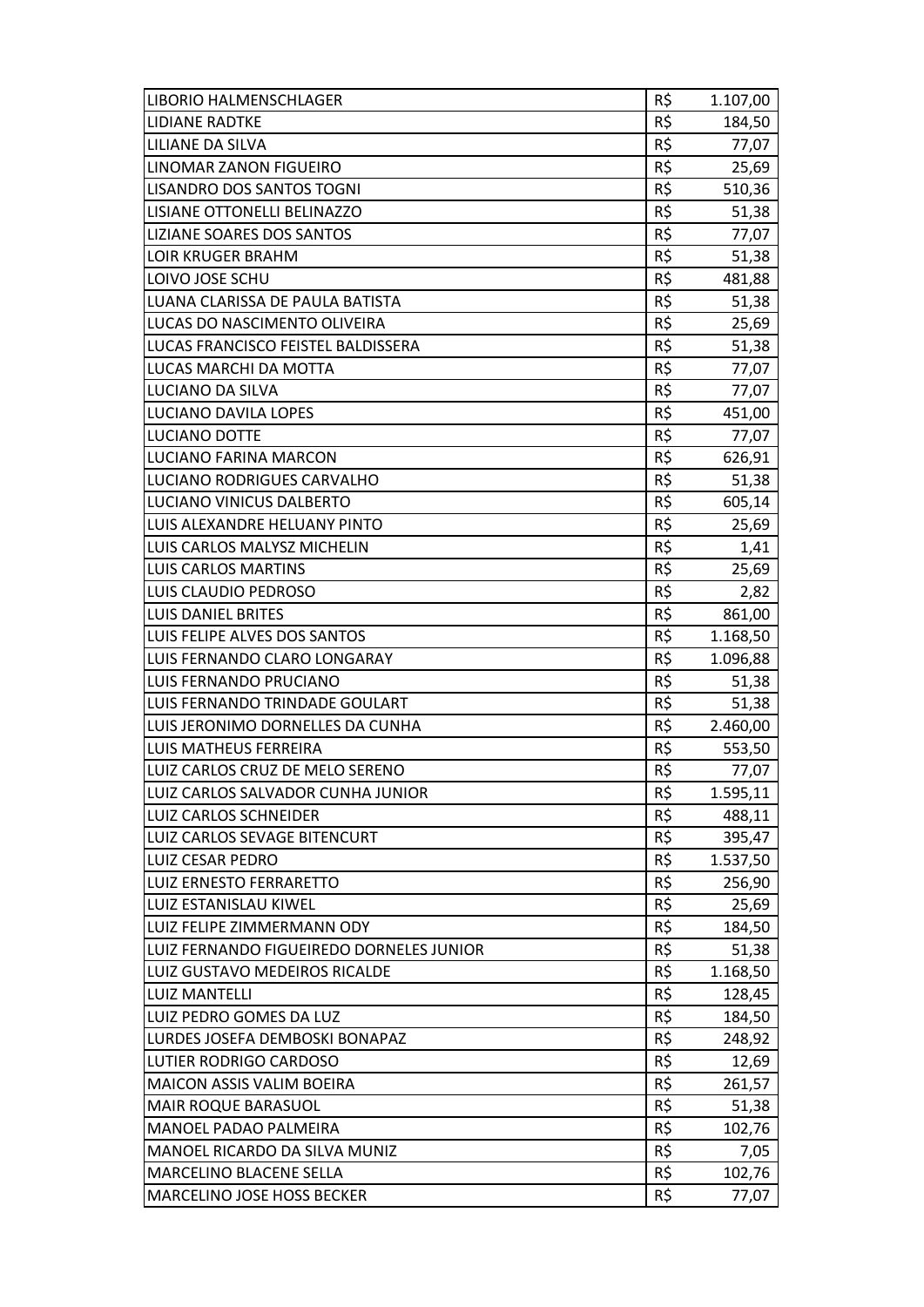| | | |
|---|---|---|
| LIBORIO HALMENSCHLAGER | R$ | 1.107,00 |
| LIDIANE RADTKE | R$ | 184,50 |
| LILIANE DA SILVA | R$ | 77,07 |
| LINOMAR ZANON FIGUEIRO | R$ | 25,69 |
| LISANDRO DOS SANTOS TOGNI | R$ | 510,36 |
| LISIANE OTTONELLI BELINAZZO | R$ | 51,38 |
| LIZIANE SOARES DOS SANTOS | R$ | 77,07 |
| LOIR KRUGER BRAHM | R$ | 51,38 |
| LOIVO JOSE SCHU | R$ | 481,88 |
| LUANA CLARISSA DE PAULA BATISTA | R$ | 51,38 |
| LUCAS DO NASCIMENTO OLIVEIRA | R$ | 25,69 |
| LUCAS FRANCISCO FEISTEL BALDISSERA | R$ | 51,38 |
| LUCAS MARCHI DA MOTTA | R$ | 77,07 |
| LUCIANO DA SILVA | R$ | 77,07 |
| LUCIANO DAVILA LOPES | R$ | 451,00 |
| LUCIANO DOTTE | R$ | 77,07 |
| LUCIANO FARINA MARCON | R$ | 626,91 |
| LUCIANO RODRIGUES CARVALHO | R$ | 51,38 |
| LUCIANO VINICUS DALBERTO | R$ | 605,14 |
| LUIS ALEXANDRE HELUANY PINTO | R$ | 25,69 |
| LUIS CARLOS MALYSZ MICHELIN | R$ | 1,41 |
| LUIS CARLOS MARTINS | R$ | 25,69 |
| LUIS CLAUDIO PEDROSO | R$ | 2,82 |
| LUIS DANIEL BRITES | R$ | 861,00 |
| LUIS FELIPE ALVES DOS SANTOS | R$ | 1.168,50 |
| LUIS FERNANDO CLARO LONGARAY | R$ | 1.096,88 |
| LUIS FERNANDO PRUCIANO | R$ | 51,38 |
| LUIS FERNANDO TRINDADE GOULART | R$ | 51,38 |
| LUIS JERONIMO DORNELLES DA CUNHA | R$ | 2.460,00 |
| LUIS MATHEUS FERREIRA | R$ | 553,50 |
| LUIZ CARLOS CRUZ DE MELO SERENO | R$ | 77,07 |
| LUIZ CARLOS SALVADOR CUNHA JUNIOR | R$ | 1.595,11 |
| LUIZ CARLOS SCHNEIDER | R$ | 488,11 |
| LUIZ CARLOS SEVAGE BITENCURT | R$ | 395,47 |
| LUIZ CESAR PEDRO | R$ | 1.537,50 |
| LUIZ ERNESTO FERRARETTO | R$ | 256,90 |
| LUIZ ESTANISLAU KIWEL | R$ | 25,69 |
| LUIZ FELIPE ZIMMERMANN ODY | R$ | 184,50 |
| LUIZ FERNANDO FIGUEIREDO DORNELES JUNIOR | R$ | 51,38 |
| LUIZ GUSTAVO MEDEIROS RICALDE | R$ | 1.168,50 |
| LUIZ MANTELLI | R$ | 128,45 |
| LUIZ PEDRO GOMES DA LUZ | R$ | 184,50 |
| LURDES JOSEFA DEMBOSKI BONAPAZ | R$ | 248,92 |
| LUTIER RODRIGO CARDOSO | R$ | 12,69 |
| MAICON ASSIS VALIM BOEIRA | R$ | 261,57 |
| MAIR ROQUE BARASUOL | R$ | 51,38 |
| MANOEL PADAO PALMEIRA | R$ | 102,76 |
| MANOEL RICARDO DA SILVA MUNIZ | R$ | 7,05 |
| MARCELINO BLACENE SELLA | R$ | 102,76 |
| MARCELINO JOSE HOSS BECKER | R$ | 77,07 |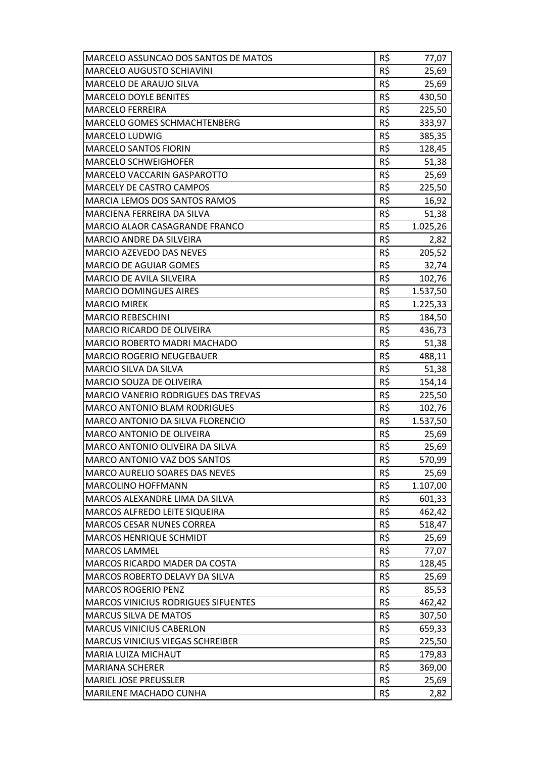| | | |
|---|---|---|
| MARCELO ASSUNCAO DOS SANTOS DE MATOS | R$ | 77,07 |
| MARCELO AUGUSTO SCHIAVINI | R$ | 25,69 |
| MARCELO DE ARAUJO SILVA | R$ | 25,69 |
| MARCELO DOYLE BENITES | R$ | 430,50 |
| MARCELO FERREIRA | R$ | 225,50 |
| MARCELO GOMES SCHMACHTENBERG | R$ | 333,97 |
| MARCELO LUDWIG | R$ | 385,35 |
| MARCELO SANTOS FIORIN | R$ | 128,45 |
| MARCELO SCHWEIGHOFER | R$ | 51,38 |
| MARCELO VACCARIN GASPAROTTO | R$ | 25,69 |
| MARCELY DE CASTRO CAMPOS | R$ | 225,50 |
| MARCIA LEMOS DOS SANTOS RAMOS | R$ | 16,92 |
| MARCIENA FERREIRA DA SILVA | R$ | 51,38 |
| MARCIO ALAOR CASAGRANDE FRANCO | R$ | 1.025,26 |
| MARCIO ANDRE DA SILVEIRA | R$ | 2,82 |
| MARCIO AZEVEDO DAS NEVES | R$ | 205,52 |
| MARCIO DE AGUIAR GOMES | R$ | 32,74 |
| MARCIO DE AVILA SILVEIRA | R$ | 102,76 |
| MARCIO DOMINGUES AIRES | R$ | 1.537,50 |
| MARCIO MIREK | R$ | 1.225,33 |
| MARCIO REBESCHINI | R$ | 184,50 |
| MARCIO RICARDO DE OLIVEIRA | R$ | 436,73 |
| MARCIO ROBERTO MADRI MACHADO | R$ | 51,38 |
| MARCIO ROGERIO NEUGEBAUER | R$ | 488,11 |
| MARCIO SILVA DA SILVA | R$ | 51,38 |
| MARCIO SOUZA DE OLIVEIRA | R$ | 154,14 |
| MARCIO VANERIO RODRIGUES DAS TREVAS | R$ | 225,50 |
| MARCO ANTONIO BLAM RODRIGUES | R$ | 102,76 |
| MARCO ANTONIO DA SILVA FLORENCIO | R$ | 1.537,50 |
| MARCO ANTONIO DE OLIVEIRA | R$ | 25,69 |
| MARCO ANTONIO OLIVEIRA DA SILVA | R$ | 25,69 |
| MARCO ANTONIO VAZ DOS SANTOS | R$ | 570,99 |
| MARCO AURELIO SOARES DAS NEVES | R$ | 25,69 |
| MARCOLINO HOFFMANN | R$ | 1.107,00 |
| MARCOS ALEXANDRE LIMA DA SILVA | R$ | 601,33 |
| MARCOS ALFREDO LEITE SIQUEIRA | R$ | 462,42 |
| MARCOS CESAR NUNES CORREA | R$ | 518,47 |
| MARCOS HENRIQUE SCHMIDT | R$ | 25,69 |
| MARCOS LAMMEL | R$ | 77,07 |
| MARCOS RICARDO MADER DA COSTA | R$ | 128,45 |
| MARCOS ROBERTO DELAVY DA SILVA | R$ | 25,69 |
| MARCOS ROGERIO PENZ | R$ | 85,53 |
| MARCOS VINICIUS RODRIGUES SIFUENTES | R$ | 462,42 |
| MARCUS SILVA DE MATOS | R$ | 307,50 |
| MARCUS VINICIUS CABERLON | R$ | 659,33 |
| MARCUS VINICIUS VIEGAS SCHREIBER | R$ | 225,50 |
| MARIA LUIZA MICHAUT | R$ | 179,83 |
| MARIANA SCHERER | R$ | 369,00 |
| MARIEL JOSE PREUSSLER | R$ | 25,69 |
| MARILENE MACHADO CUNHA | R$ | 2,82 |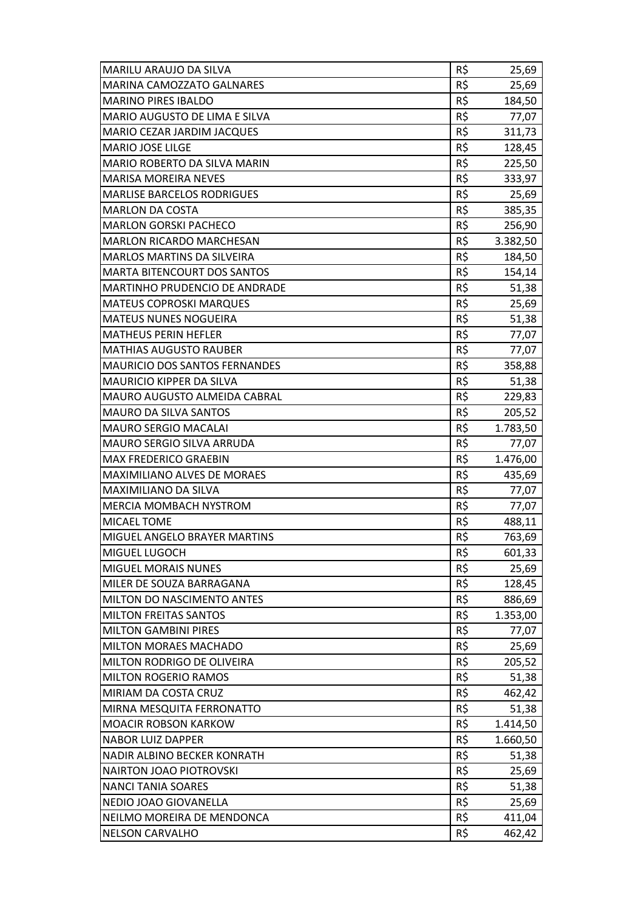| | | |
|---|---|---|
| MARILU ARAUJO DA SILVA | R$ | 25,69 |
| MARINA CAMOZZATO GALNARES | R$ | 25,69 |
| MARINO PIRES IBALDO | R$ | 184,50 |
| MARIO AUGUSTO DE LIMA E SILVA | R$ | 77,07 |
| MARIO CEZAR JARDIM JACQUES | R$ | 311,73 |
| MARIO JOSE LILGE | R$ | 128,45 |
| MARIO ROBERTO DA SILVA MARIN | R$ | 225,50 |
| MARISA MOREIRA NEVES | R$ | 333,97 |
| MARLISE BARCELOS RODRIGUES | R$ | 25,69 |
| MARLON DA COSTA | R$ | 385,35 |
| MARLON GORSKI PACHECO | R$ | 256,90 |
| MARLON RICARDO MARCHESAN | R$ | 3.382,50 |
| MARLOS MARTINS DA SILVEIRA | R$ | 184,50 |
| MARTA BITENCOURT DOS SANTOS | R$ | 154,14 |
| MARTINHO PRUDENCIO DE ANDRADE | R$ | 51,38 |
| MATEUS COPROSKI MARQUES | R$ | 25,69 |
| MATEUS NUNES NOGUEIRA | R$ | 51,38 |
| MATHEUS PERIN HEFLER | R$ | 77,07 |
| MATHIAS AUGUSTO RAUBER | R$ | 77,07 |
| MAURICIO DOS SANTOS FERNANDES | R$ | 358,88 |
| MAURICIO KIPPER DA SILVA | R$ | 51,38 |
| MAURO AUGUSTO ALMEIDA CABRAL | R$ | 229,83 |
| MAURO DA SILVA SANTOS | R$ | 205,52 |
| MAURO SERGIO MACALAI | R$ | 1.783,50 |
| MAURO SERGIO SILVA ARRUDA | R$ | 77,07 |
| MAX FREDERICO GRAEBIN | R$ | 1.476,00 |
| MAXIMILIANO ALVES DE MORAES | R$ | 435,69 |
| MAXIMILIANO DA SILVA | R$ | 77,07 |
| MERCIA MOMBACH NYSTROM | R$ | 77,07 |
| MICAEL TOME | R$ | 488,11 |
| MIGUEL ANGELO BRAYER MARTINS | R$ | 763,69 |
| MIGUEL LUGOCH | R$ | 601,33 |
| MIGUEL MORAIS NUNES | R$ | 25,69 |
| MILER DE SOUZA BARRAGANA | R$ | 128,45 |
| MILTON DO NASCIMENTO ANTES | R$ | 886,69 |
| MILTON FREITAS SANTOS | R$ | 1.353,00 |
| MILTON GAMBINI PIRES | R$ | 77,07 |
| MILTON MORAES MACHADO | R$ | 25,69 |
| MILTON RODRIGO DE OLIVEIRA | R$ | 205,52 |
| MILTON ROGERIO RAMOS | R$ | 51,38 |
| MIRIAM DA COSTA CRUZ | R$ | 462,42 |
| MIRNA MESQUITA FERRONATTO | R$ | 51,38 |
| MOACIR ROBSON KARKOW | R$ | 1.414,50 |
| NABOR LUIZ DAPPER | R$ | 1.660,50 |
| NADIR ALBINO BECKER KONRATH | R$ | 51,38 |
| NAIRTON JOAO PIOTROVSKI | R$ | 25,69 |
| NANCI TANIA SOARES | R$ | 51,38 |
| NEDIO JOAO GIOVANELLA | R$ | 25,69 |
| NEILMO MOREIRA DE MENDONCA | R$ | 411,04 |
| NELSON CARVALHO | R$ | 462,42 |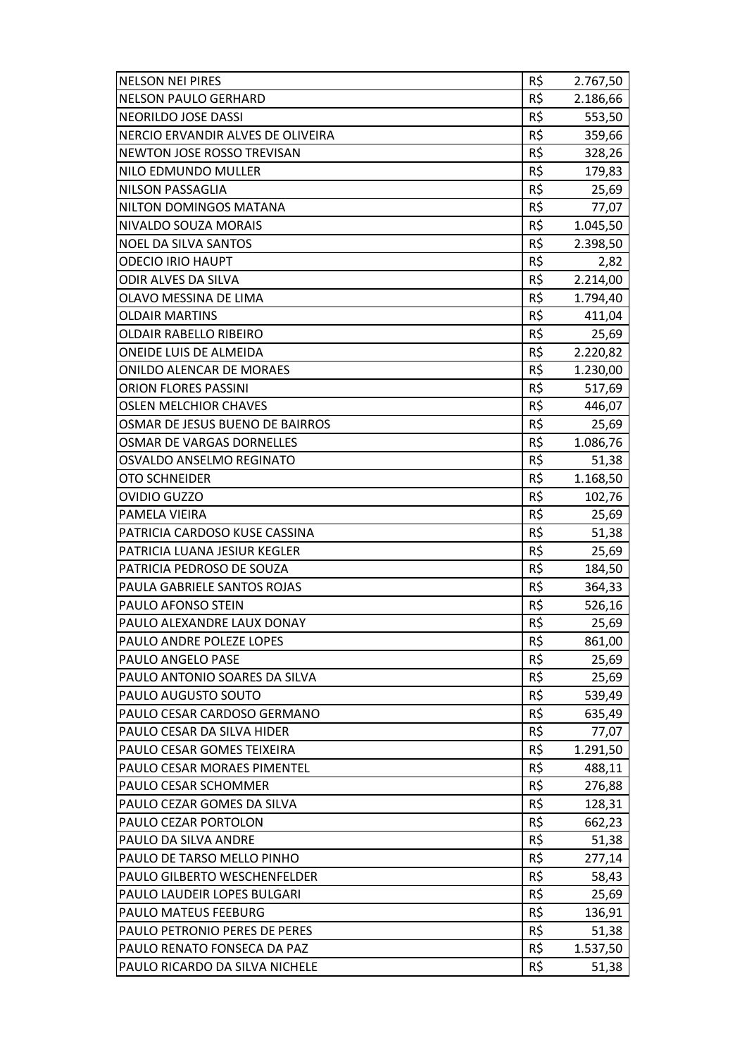| | | |
|---|---|---|
| NELSON NEI PIRES | R$ | 2.767,50 |
| NELSON PAULO GERHARD | R$ | 2.186,66 |
| NEORILDO JOSE DASSI | R$ | 553,50 |
| NERCIO ERVANDIR ALVES DE OLIVEIRA | R$ | 359,66 |
| NEWTON JOSE ROSSO TREVISAN | R$ | 328,26 |
| NILO EDMUNDO MULLER | R$ | 179,83 |
| NILSON PASSAGLIA | R$ | 25,69 |
| NILTON DOMINGOS MATANA | R$ | 77,07 |
| NIVALDO SOUZA MORAIS | R$ | 1.045,50 |
| NOEL DA SILVA SANTOS | R$ | 2.398,50 |
| ODECIO IRIO HAUPT | R$ | 2,82 |
| ODIR ALVES DA SILVA | R$ | 2.214,00 |
| OLAVO MESSINA DE LIMA | R$ | 1.794,40 |
| OLDAIR MARTINS | R$ | 411,04 |
| OLDAIR RABELLO RIBEIRO | R$ | 25,69 |
| ONEIDE LUIS DE ALMEIDA | R$ | 2.220,82 |
| ONILDO ALENCAR DE MORAES | R$ | 1.230,00 |
| ORION FLORES PASSINI | R$ | 517,69 |
| OSLEN MELCHIOR CHAVES | R$ | 446,07 |
| OSMAR DE JESUS BUENO DE BAIRROS | R$ | 25,69 |
| OSMAR DE VARGAS DORNELLES | R$ | 1.086,76 |
| OSVALDO ANSELMO REGINATO | R$ | 51,38 |
| OTO SCHNEIDER | R$ | 1.168,50 |
| OVIDIO GUZZO | R$ | 102,76 |
| PAMELA VIEIRA | R$ | 25,69 |
| PATRICIA CARDOSO KUSE CASSINA | R$ | 51,38 |
| PATRICIA LUANA JESIUR KEGLER | R$ | 25,69 |
| PATRICIA PEDROSO DE SOUZA | R$ | 184,50 |
| PAULA GABRIELE SANTOS ROJAS | R$ | 364,33 |
| PAULO AFONSO STEIN | R$ | 526,16 |
| PAULO ALEXANDRE LAUX DONAY | R$ | 25,69 |
| PAULO ANDRE POLEZE LOPES | R$ | 861,00 |
| PAULO ANGELO PASE | R$ | 25,69 |
| PAULO ANTONIO SOARES DA SILVA | R$ | 25,69 |
| PAULO AUGUSTO SOUTO | R$ | 539,49 |
| PAULO CESAR CARDOSO GERMANO | R$ | 635,49 |
| PAULO CESAR DA SILVA HIDER | R$ | 77,07 |
| PAULO CESAR GOMES TEIXEIRA | R$ | 1.291,50 |
| PAULO CESAR MORAES PIMENTEL | R$ | 488,11 |
| PAULO CESAR SCHOMMER | R$ | 276,88 |
| PAULO CEZAR GOMES DA SILVA | R$ | 128,31 |
| PAULO CEZAR PORTOLON | R$ | 662,23 |
| PAULO DA SILVA ANDRE | R$ | 51,38 |
| PAULO DE TARSO MELLO PINHO | R$ | 277,14 |
| PAULO GILBERTO WESCHENFELDER | R$ | 58,43 |
| PAULO LAUDEIR LOPES BULGARI | R$ | 25,69 |
| PAULO MATEUS FEEBURG | R$ | 136,91 |
| PAULO PETRONIO PERES DE PERES | R$ | 51,38 |
| PAULO RENATO FONSECA DA PAZ | R$ | 1.537,50 |
| PAULO RICARDO DA SILVA NICHELE | R$ | 51,38 |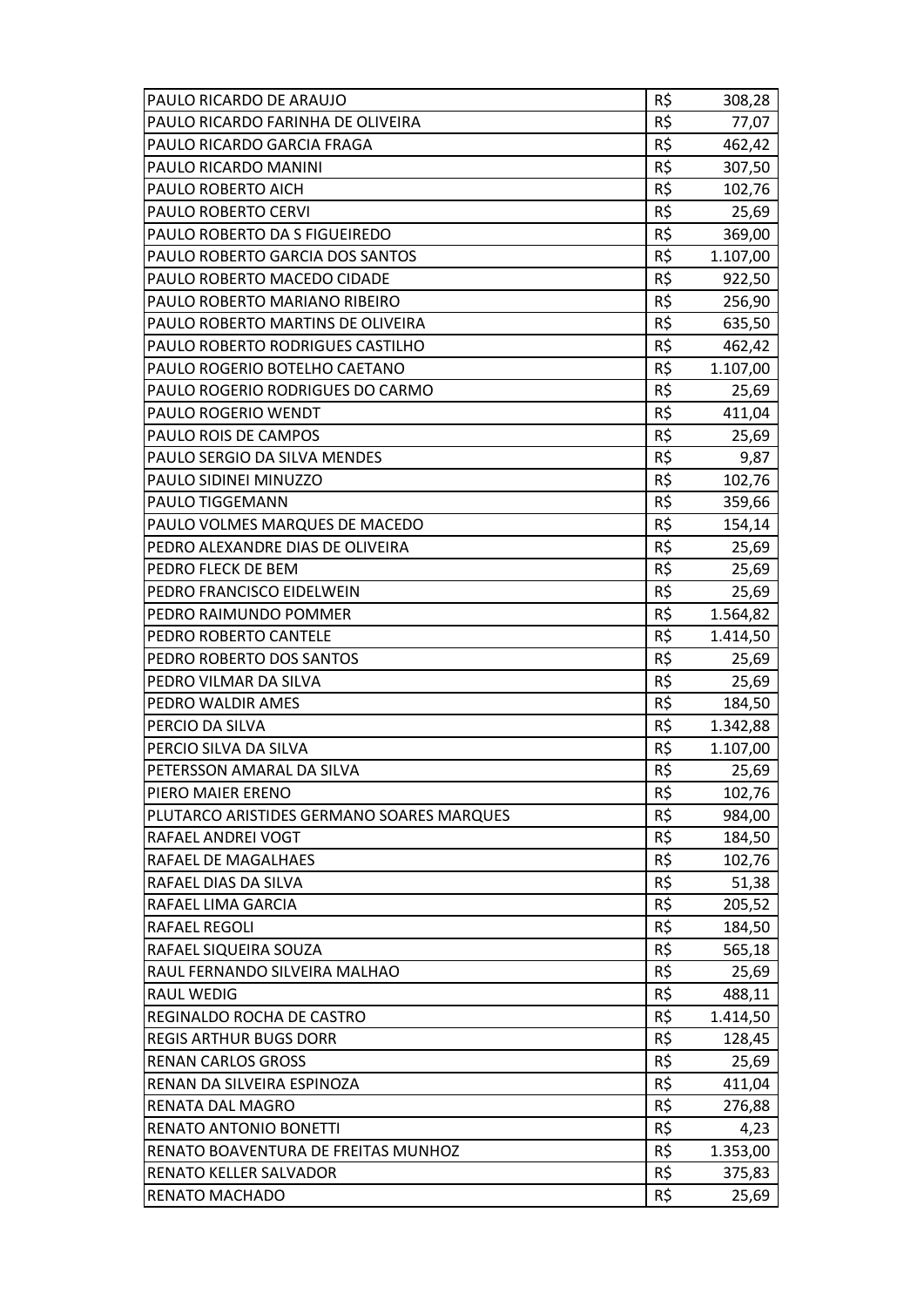| PAULO RICARDO DE ARAUJO | R$ | 308,28 |
|---|---|---|
| PAULO RICARDO FARINHA DE OLIVEIRA | R$ | 77,07 |
| PAULO RICARDO GARCIA FRAGA | R$ | 462,42 |
| PAULO RICARDO MANINI | R$ | 307,50 |
| PAULO ROBERTO AICH | R$ | 102,76 |
| PAULO ROBERTO CERVI | R$ | 25,69 |
| PAULO ROBERTO DA S FIGUEIREDO | R$ | 369,00 |
| PAULO ROBERTO GARCIA DOS SANTOS | R$ | 1.107,00 |
| PAULO ROBERTO MACEDO CIDADE | R$ | 922,50 |
| PAULO ROBERTO MARIANO RIBEIRO | R$ | 256,90 |
| PAULO ROBERTO MARTINS DE OLIVEIRA | R$ | 635,50 |
| PAULO ROBERTO RODRIGUES CASTILHO | R$ | 462,42 |
| PAULO ROGERIO BOTELHO CAETANO | R$ | 1.107,00 |
| PAULO ROGERIO RODRIGUES DO CARMO | R$ | 25,69 |
| PAULO ROGERIO WENDT | R$ | 411,04 |
| PAULO ROIS DE CAMPOS | R$ | 25,69 |
| PAULO SERGIO DA SILVA MENDES | R$ | 9,87 |
| PAULO SIDINEI MINUZZO | R$ | 102,76 |
| PAULO TIGGEMANN | R$ | 359,66 |
| PAULO VOLMES MARQUES DE MACEDO | R$ | 154,14 |
| PEDRO ALEXANDRE DIAS DE OLIVEIRA | R$ | 25,69 |
| PEDRO FLECK DE BEM | R$ | 25,69 |
| PEDRO FRANCISCO EIDELWEIN | R$ | 25,69 |
| PEDRO RAIMUNDO POMMER | R$ | 1.564,82 |
| PEDRO ROBERTO CANTELE | R$ | 1.414,50 |
| PEDRO ROBERTO DOS SANTOS | R$ | 25,69 |
| PEDRO VILMAR DA SILVA | R$ | 25,69 |
| PEDRO WALDIR AMES | R$ | 184,50 |
| PERCIO DA SILVA | R$ | 1.342,88 |
| PERCIO SILVA DA SILVA | R$ | 1.107,00 |
| PETERSSON AMARAL DA SILVA | R$ | 25,69 |
| PIERO MAIER ERENO | R$ | 102,76 |
| PLUTARCO ARISTIDES GERMANO SOARES MARQUES | R$ | 984,00 |
| RAFAEL ANDREI VOGT | R$ | 184,50 |
| RAFAEL DE MAGALHAES | R$ | 102,76 |
| RAFAEL DIAS DA SILVA | R$ | 51,38 |
| RAFAEL LIMA GARCIA | R$ | 205,52 |
| RAFAEL REGOLI | R$ | 184,50 |
| RAFAEL SIQUEIRA SOUZA | R$ | 565,18 |
| RAUL FERNANDO SILVEIRA MALHAO | R$ | 25,69 |
| RAUL WEDIG | R$ | 488,11 |
| REGINALDO ROCHA DE CASTRO | R$ | 1.414,50 |
| REGIS ARTHUR BUGS DORR | R$ | 128,45 |
| RENAN CARLOS GROSS | R$ | 25,69 |
| RENAN DA SILVEIRA ESPINOZA | R$ | 411,04 |
| RENATA DAL MAGRO | R$ | 276,88 |
| RENATO ANTONIO BONETTI | R$ | 4,23 |
| RENATO BOAVENTURA DE FREITAS MUNHOZ | R$ | 1.353,00 |
| RENATO KELLER SALVADOR | R$ | 375,83 |
| RENATO MACHADO | R$ | 25,69 |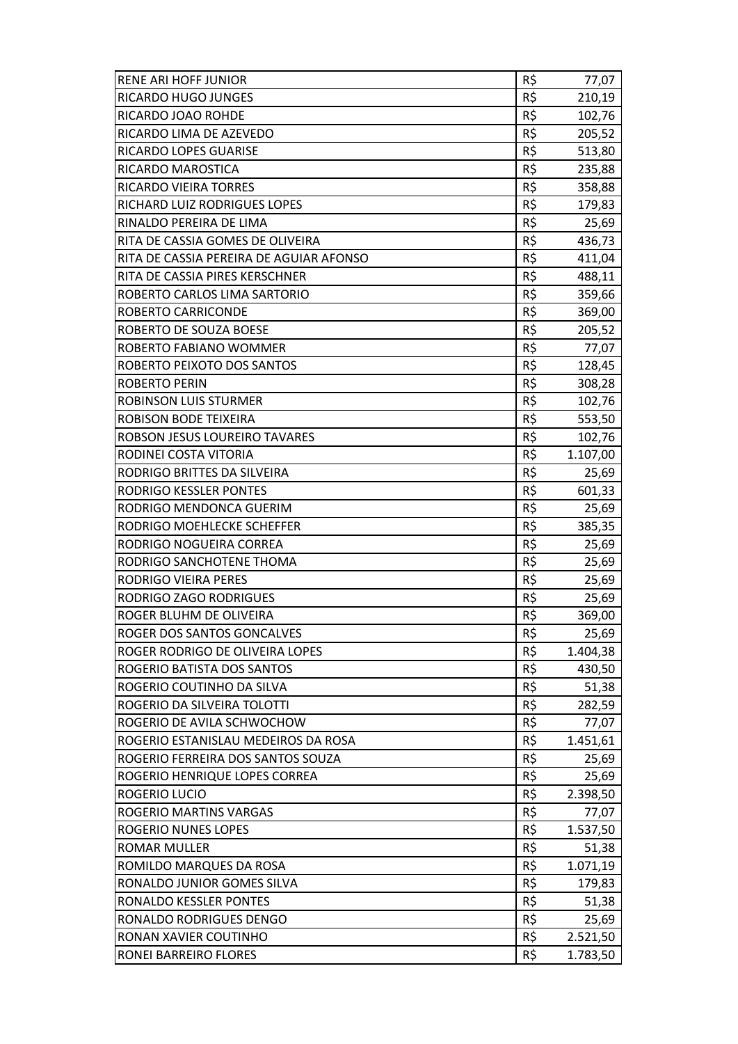| | | |
|---|---|---|
| RENE ARI HOFF JUNIOR | R$ | 77,07 |
| RICARDO HUGO JUNGES | R$ | 210,19 |
| RICARDO JOAO ROHDE | R$ | 102,76 |
| RICARDO LIMA DE AZEVEDO | R$ | 205,52 |
| RICARDO LOPES GUARISE | R$ | 513,80 |
| RICARDO MAROSTICA | R$ | 235,88 |
| RICARDO VIEIRA TORRES | R$ | 358,88 |
| RICHARD LUIZ RODRIGUES LOPES | R$ | 179,83 |
| RINALDO PEREIRA DE LIMA | R$ | 25,69 |
| RITA DE CASSIA GOMES DE OLIVEIRA | R$ | 436,73 |
| RITA DE CASSIA PEREIRA DE AGUIAR AFONSO | R$ | 411,04 |
| RITA DE CASSIA PIRES KERSCHNER | R$ | 488,11 |
| ROBERTO CARLOS LIMA SARTORIO | R$ | 359,66 |
| ROBERTO CARRICONDE | R$ | 369,00 |
| ROBERTO DE SOUZA BOESE | R$ | 205,52 |
| ROBERTO FABIANO WOMMER | R$ | 77,07 |
| ROBERTO PEIXOTO DOS SANTOS | R$ | 128,45 |
| ROBERTO PERIN | R$ | 308,28 |
| ROBINSON LUIS STURMER | R$ | 102,76 |
| ROBISON BODE TEIXEIRA | R$ | 553,50 |
| ROBSON JESUS LOUREIRO TAVARES | R$ | 102,76 |
| RODINEI COSTA VITORIA | R$ | 1.107,00 |
| RODRIGO BRITTES DA SILVEIRA | R$ | 25,69 |
| RODRIGO KESSLER PONTES | R$ | 601,33 |
| RODRIGO MENDONCA GUERIM | R$ | 25,69 |
| RODRIGO MOEHLECKE SCHEFFER | R$ | 385,35 |
| RODRIGO NOGUEIRA CORREA | R$ | 25,69 |
| RODRIGO SANCHOTENE THOMA | R$ | 25,69 |
| RODRIGO VIEIRA PERES | R$ | 25,69 |
| RODRIGO ZAGO RODRIGUES | R$ | 25,69 |
| ROGER BLUHM DE OLIVEIRA | R$ | 369,00 |
| ROGER DOS SANTOS GONCALVES | R$ | 25,69 |
| ROGER RODRIGO DE OLIVEIRA LOPES | R$ | 1.404,38 |
| ROGERIO BATISTA DOS SANTOS | R$ | 430,50 |
| ROGERIO COUTINHO DA SILVA | R$ | 51,38 |
| ROGERIO DA SILVEIRA TOLOTTI | R$ | 282,59 |
| ROGERIO DE AVILA SCHWOCHOW | R$ | 77,07 |
| ROGERIO ESTANISLAU MEDEIROS DA ROSA | R$ | 1.451,61 |
| ROGERIO FERREIRA DOS SANTOS SOUZA | R$ | 25,69 |
| ROGERIO HENRIQUE LOPES CORREA | R$ | 25,69 |
| ROGERIO LUCIO | R$ | 2.398,50 |
| ROGERIO MARTINS VARGAS | R$ | 77,07 |
| ROGERIO NUNES LOPES | R$ | 1.537,50 |
| ROMAR MULLER | R$ | 51,38 |
| ROMILDO MARQUES DA ROSA | R$ | 1.071,19 |
| RONALDO JUNIOR GOMES SILVA | R$ | 179,83 |
| RONALDO KESSLER PONTES | R$ | 51,38 |
| RONALDO RODRIGUES DENGO | R$ | 25,69 |
| RONAN XAVIER COUTINHO | R$ | 2.521,50 |
| RONEI BARREIRO FLORES | R$ | 1.783,50 |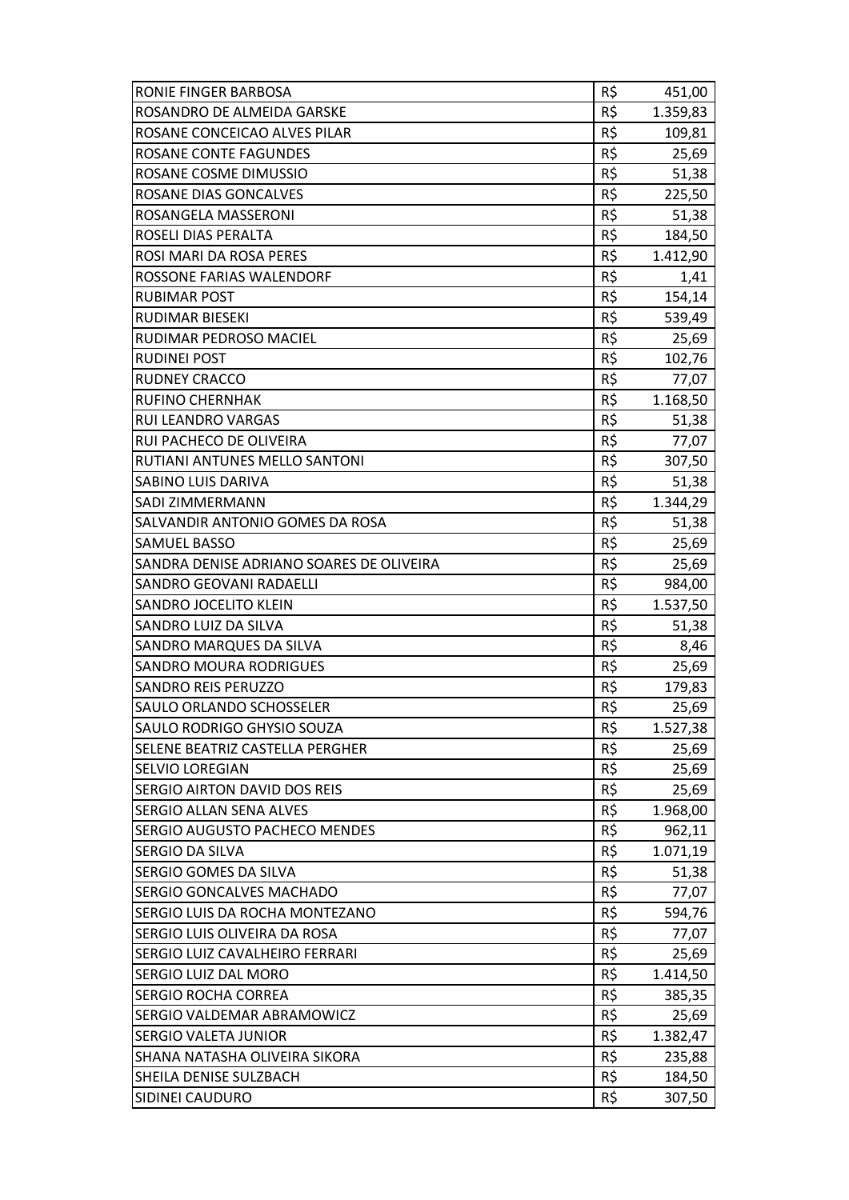| | | |
|---|---|---|
| RONIE FINGER BARBOSA | R$ | 451,00 |
| ROSANDRO DE ALMEIDA GARSKE | R$ | 1.359,83 |
| ROSANE CONCEICAO ALVES PILAR | R$ | 109,81 |
| ROSANE CONTE FAGUNDES | R$ | 25,69 |
| ROSANE COSME DIMUSSIO | R$ | 51,38 |
| ROSANE DIAS GONCALVES | R$ | 225,50 |
| ROSANGELA MASSERONI | R$ | 51,38 |
| ROSELI DIAS PERALTA | R$ | 184,50 |
| ROSI MARI DA ROSA PERES | R$ | 1.412,90 |
| ROSSONE FARIAS WALENDORF | R$ | 1,41 |
| RUBIMAR POST | R$ | 154,14 |
| RUDIMAR BIESEKI | R$ | 539,49 |
| RUDIMAR PEDROSO MACIEL | R$ | 25,69 |
| RUDINEI POST | R$ | 102,76 |
| RUDNEY CRACCO | R$ | 77,07 |
| RUFINO CHERNHAK | R$ | 1.168,50 |
| RUI LEANDRO VARGAS | R$ | 51,38 |
| RUI PACHECO DE OLIVEIRA | R$ | 77,07 |
| RUTIANI ANTUNES MELLO SANTONI | R$ | 307,50 |
| SABINO LUIS DARIVA | R$ | 51,38 |
| SADI ZIMMERMANN | R$ | 1.344,29 |
| SALVANDIR ANTONIO GOMES DA ROSA | R$ | 51,38 |
| SAMUEL BASSO | R$ | 25,69 |
| SANDRA DENISE ADRIANO SOARES DE OLIVEIRA | R$ | 25,69 |
| SANDRO GEOVANI RADAELLI | R$ | 984,00 |
| SANDRO JOCELITO KLEIN | R$ | 1.537,50 |
| SANDRO LUIZ DA SILVA | R$ | 51,38 |
| SANDRO MARQUES DA SILVA | R$ | 8,46 |
| SANDRO MOURA RODRIGUES | R$ | 25,69 |
| SANDRO REIS PERUZZO | R$ | 179,83 |
| SAULO ORLANDO SCHOSSELER | R$ | 25,69 |
| SAULO RODRIGO GHYSIO SOUZA | R$ | 1.527,38 |
| SELENE BEATRIZ CASTELLA PERGHER | R$ | 25,69 |
| SELVIO LOREGIAN | R$ | 25,69 |
| SERGIO AIRTON DAVID DOS REIS | R$ | 25,69 |
| SERGIO ALLAN SENA ALVES | R$ | 1.968,00 |
| SERGIO AUGUSTO PACHECO MENDES | R$ | 962,11 |
| SERGIO DA SILVA | R$ | 1.071,19 |
| SERGIO GOMES DA SILVA | R$ | 51,38 |
| SERGIO GONCALVES MACHADO | R$ | 77,07 |
| SERGIO LUIS DA ROCHA MONTEZANO | R$ | 594,76 |
| SERGIO LUIS OLIVEIRA DA ROSA | R$ | 77,07 |
| SERGIO LUIZ CAVALHEIRO FERRARI | R$ | 25,69 |
| SERGIO LUIZ DAL MORO | R$ | 1.414,50 |
| SERGIO ROCHA CORREA | R$ | 385,35 |
| SERGIO VALDEMAR ABRAMOWICZ | R$ | 25,69 |
| SERGIO VALETA JUNIOR | R$ | 1.382,47 |
| SHANA NATASHA OLIVEIRA SIKORA | R$ | 235,88 |
| SHEILA DENISE SULZBACH | R$ | 184,50 |
| SIDINEI CAUDURO | R$ | 307,50 |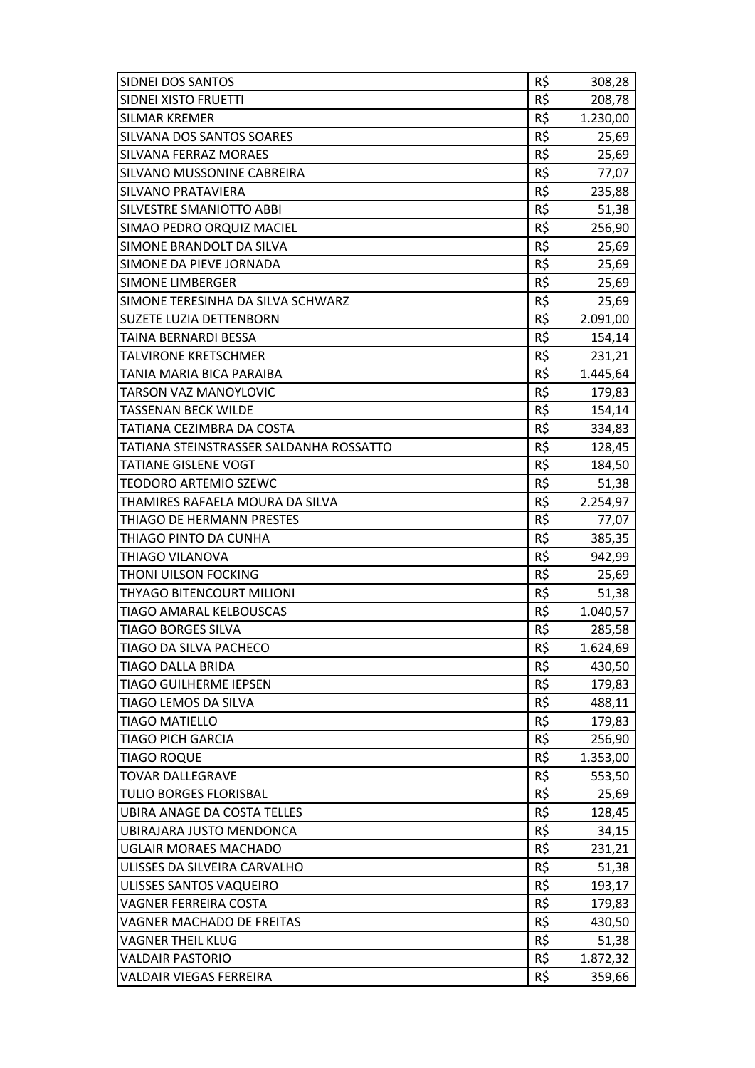| SIDNEI DOS SANTOS | R$ | 308,28 |
|---|---|---|
| SIDNEI XISTO FRUETTI | R$ | 208,78 |
| SILMAR KREMER | R$ | 1.230,00 |
| SILVANA DOS SANTOS SOARES | R$ | 25,69 |
| SILVANA FERRAZ MORAES | R$ | 25,69 |
| SILVANO MUSSONINE CABREIRA | R$ | 77,07 |
| SILVANO PRATAVIERA | R$ | 235,88 |
| SILVESTRE SMANIOTTO ABBI | R$ | 51,38 |
| SIMAO PEDRO ORQUIZ MACIEL | R$ | 256,90 |
| SIMONE BRANDOLT DA SILVA | R$ | 25,69 |
| SIMONE DA PIEVE JORNADA | R$ | 25,69 |
| SIMONE LIMBERGER | R$ | 25,69 |
| SIMONE TERESINHA DA SILVA SCHWARZ | R$ | 25,69 |
| SUZETE LUZIA DETTENBORN | R$ | 2.091,00 |
| TAINA BERNARDI BESSA | R$ | 154,14 |
| TALVIRONE KRETSCHMER | R$ | 231,21 |
| TANIA MARIA BICA PARAIBA | R$ | 1.445,64 |
| TARSON VAZ MANOYLOVIC | R$ | 179,83 |
| TASSENAN BECK WILDE | R$ | 154,14 |
| TATIANA CEZIMBRA DA COSTA | R$ | 334,83 |
| TATIANA STEINSTRASSER SALDANHA ROSSATTO | R$ | 128,45 |
| TATIANE GISLENE VOGT | R$ | 184,50 |
| TEODORO ARTEMIO SZEWC | R$ | 51,38 |
| THAMIRES RAFAELA MOURA DA SILVA | R$ | 2.254,97 |
| THIAGO DE HERMANN PRESTES | R$ | 77,07 |
| THIAGO PINTO DA CUNHA | R$ | 385,35 |
| THIAGO VILANOVA | R$ | 942,99 |
| THONI UILSON FOCKING | R$ | 25,69 |
| THYAGO BITENCOURT MILIONI | R$ | 51,38 |
| TIAGO AMARAL KELBOUSCAS | R$ | 1.040,57 |
| TIAGO BORGES SILVA | R$ | 285,58 |
| TIAGO DA SILVA PACHECO | R$ | 1.624,69 |
| TIAGO DALLA BRIDA | R$ | 430,50 |
| TIAGO GUILHERME IEPSEN | R$ | 179,83 |
| TIAGO LEMOS DA SILVA | R$ | 488,11 |
| TIAGO MATIELLO | R$ | 179,83 |
| TIAGO PICH GARCIA | R$ | 256,90 |
| TIAGO ROQUE | R$ | 1.353,00 |
| TOVAR DALLEGRAVE | R$ | 553,50 |
| TULIO BORGES FLORISBAL | R$ | 25,69 |
| UBIRA ANAGE DA COSTA TELLES | R$ | 128,45 |
| UBIRAJARA JUSTO MENDONCA | R$ | 34,15 |
| UGLAIR MORAES MACHADO | R$ | 231,21 |
| ULISSES DA SILVEIRA CARVALHO | R$ | 51,38 |
| ULISSES SANTOS VAQUEIRO | R$ | 193,17 |
| VAGNER FERREIRA COSTA | R$ | 179,83 |
| VAGNER MACHADO DE FREITAS | R$ | 430,50 |
| VAGNER THEIL KLUG | R$ | 51,38 |
| VALDAIR PASTORIO | R$ | 1.872,32 |
| VALDAIR VIEGAS FERREIRA | R$ | 359,66 |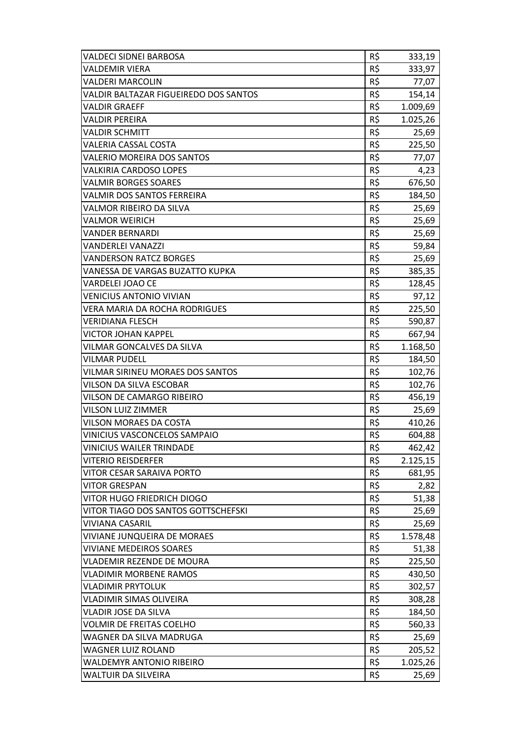| | | |
|---|---|---|
| VALDECI SIDNEI BARBOSA | R$ | 333,19 |
| VALDEMIR VIERA | R$ | 333,97 |
| VALDERI MARCOLIN | R$ | 77,07 |
| VALDIR BALTAZAR FIGUEIREDO DOS SANTOS | R$ | 154,14 |
| VALDIR GRAEFF | R$ | 1.009,69 |
| VALDIR PEREIRA | R$ | 1.025,26 |
| VALDIR SCHMITT | R$ | 25,69 |
| VALERIA CASSAL COSTA | R$ | 225,50 |
| VALERIO MOREIRA DOS SANTOS | R$ | 77,07 |
| VALKIRIA CARDOSO LOPES | R$ | 4,23 |
| VALMIR BORGES SOARES | R$ | 676,50 |
| VALMIR DOS SANTOS FERREIRA | R$ | 184,50 |
| VALMOR RIBEIRO DA SILVA | R$ | 25,69 |
| VALMOR WEIRICH | R$ | 25,69 |
| VANDER BERNARDI | R$ | 25,69 |
| VANDERLEI VANAZZI | R$ | 59,84 |
| VANDERSON RATCZ BORGES | R$ | 25,69 |
| VANESSA DE VARGAS BUZATTO KUPKA | R$ | 385,35 |
| VARDELEI JOAO CE | R$ | 128,45 |
| VENICIUS ANTONIO VIVIAN | R$ | 97,12 |
| VERA MARIA DA ROCHA RODRIGUES | R$ | 225,50 |
| VERIDIANA FLESCH | R$ | 590,87 |
| VICTOR JOHAN KAPPEL | R$ | 667,94 |
| VILMAR GONCALVES DA SILVA | R$ | 1.168,50 |
| VILMAR PUDELL | R$ | 184,50 |
| VILMAR SIRINEU MORAES DOS SANTOS | R$ | 102,76 |
| VILSON DA SILVA ESCOBAR | R$ | 102,76 |
| VILSON DE CAMARGO RIBEIRO | R$ | 456,19 |
| VILSON LUIZ ZIMMER | R$ | 25,69 |
| VILSON MORAES DA COSTA | R$ | 410,26 |
| VINICIUS VASCONCELOS SAMPAIO | R$ | 604,88 |
| VINICIUS WAILER TRINDADE | R$ | 462,42 |
| VITERIO REISDERFER | R$ | 2.125,15 |
| VITOR CESAR SARAIVA PORTO | R$ | 681,95 |
| VITOR GRESPAN | R$ | 2,82 |
| VITOR HUGO FRIEDRICH DIOGO | R$ | 51,38 |
| VITOR TIAGO DOS SANTOS GOTTSCHEFSKI | R$ | 25,69 |
| VIVIANA CASARIL | R$ | 25,69 |
| VIVIANE JUNQUEIRA DE MORAES | R$ | 1.578,48 |
| VIVIANE MEDEIROS SOARES | R$ | 51,38 |
| VLADEMIR REZENDE DE MOURA | R$ | 225,50 |
| VLADIMIR MORBENE RAMOS | R$ | 430,50 |
| VLADIMIR PRYTOLUK | R$ | 302,57 |
| VLADIMIR SIMAS OLIVEIRA | R$ | 308,28 |
| VLADIR JOSE DA SILVA | R$ | 184,50 |
| VOLMIR DE FREITAS COELHO | R$ | 560,33 |
| WAGNER DA SILVA MADRUGA | R$ | 25,69 |
| WAGNER LUIZ ROLAND | R$ | 205,52 |
| WALDEMYR ANTONIO RIBEIRO | R$ | 1.025,26 |
| WALTUIR DA SILVEIRA | R$ | 25,69 |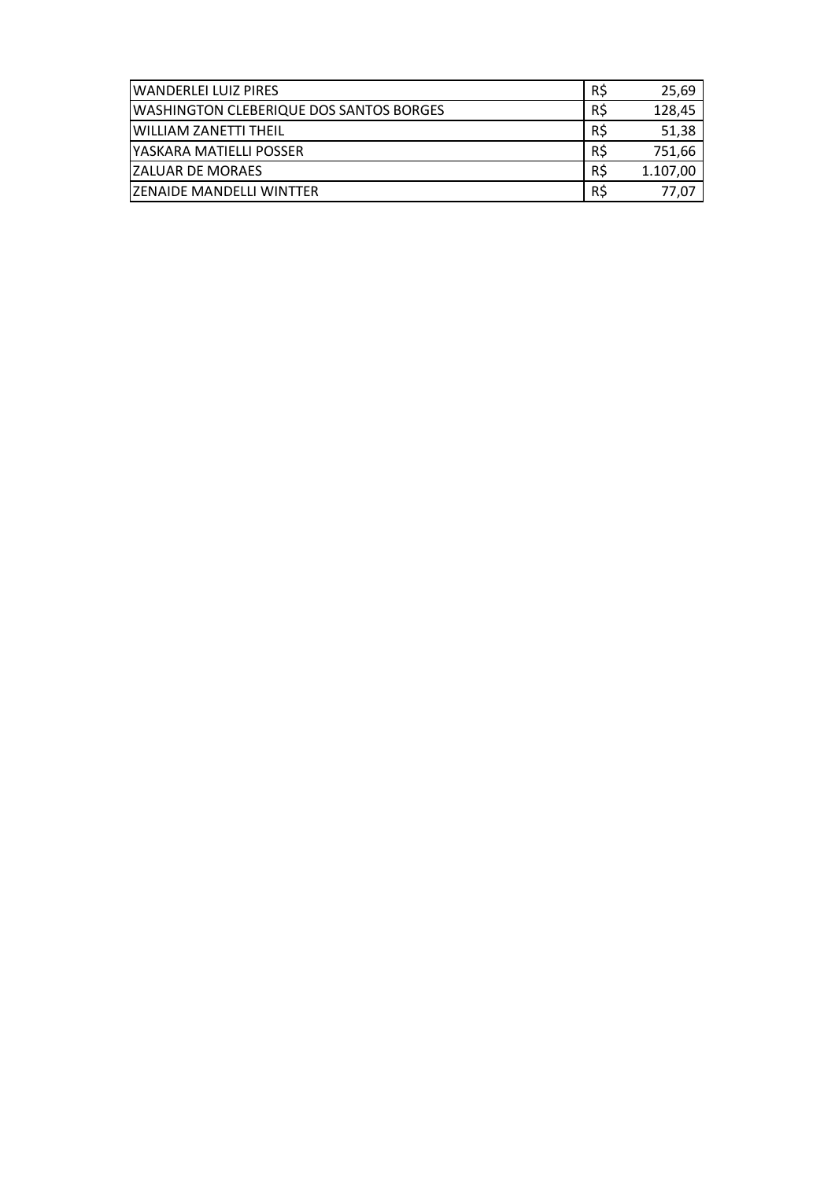| | | |
|---|---|---|
| WANDERLEI LUIZ PIRES | R$ | 25,69 |
| WASHINGTON CLEBERIQUE DOS SANTOS BORGES | R$ | 128,45 |
| WILLIAM ZANETTI THEIL | R$ | 51,38 |
| YASKARA MATIELLI POSSER | R$ | 751,66 |
| ZALUAR DE MORAES | R$ | 1.107,00 |
| ZENAIDE MANDELLI WINTTER | R$ | 77,07 |